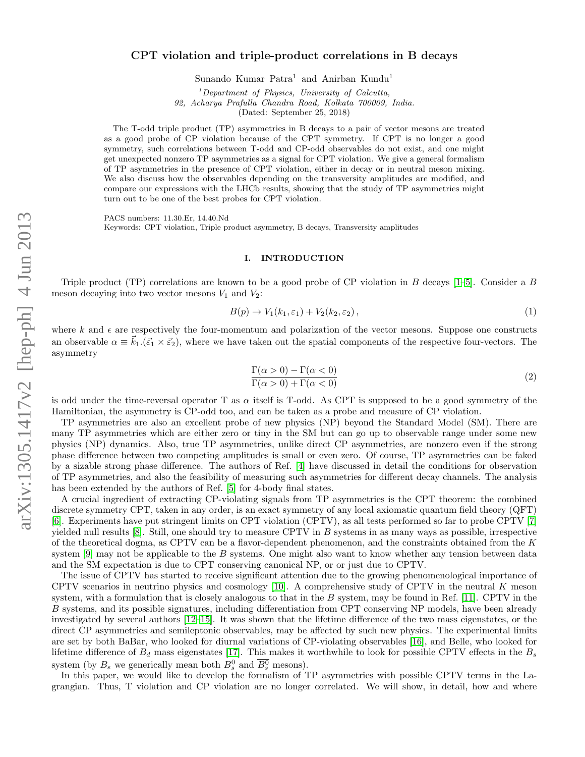# CPT violation and triple-product correlations in B decays

Sunando Kumar Patra[1] and Anirban Kundu[1]

[1]*Department of Physics, University of Calcutta, 92, Acharya Prafulla Chandra Road, Kolkata 700009, India.*

(Dated: September 25, 2018)

The T-odd triple product (TP) asymmetries in B decays to a pair of vector mesons are treated as a good probe of CP violation because of the CPT symmetry. If CPT is no longer a good symmetry, such correlations between T-odd and CP-odd observables do not exist, and one might get unexpected nonzero TP asymmetries as a signal for CPT violation. We give a general formalism of TP asymmetries in the presence of CPT violation, either in decay or in neutral meson mixing. We also discuss how the observables depending on the transversity amplitudes are modified, and compare our expressions with the LHCb results, showing that the study of TP asymmetries might turn out to be one of the best probes for CPT violation.

PACS numbers: 11.30.Er, 14.40.Nd

Keywords: CPT violation, Triple product asymmetry, B decays, Transversity amplitudes

## I. INTRODUCTION

Triple product (TP) correlations are known to be a good probe of CP violation in $B$ decays [1–5]. Consider a $B$ meson decaying into two vector mesons $V_1$ and $V_2$:

$$B(p) \to V_1(k_1, \varepsilon_1) + V_2(k_2, \varepsilon_2)\,, \tag{1}$$

where $k$ and $\epsilon$ are respectively the four-momentum and polarization of the vector mesons. Suppose one constructs an observable $\alpha \equiv \vec{k}_1.(\vec{\varepsilon}_1 \times \vec{\varepsilon}_2)$, where we have taken out the spatial components of the respective four-vectors. The asymmetry

$$\frac{\Gamma(\alpha > 0) - \Gamma(\alpha < 0)}{\Gamma(\alpha > 0) + \Gamma(\alpha < 0)} \tag{2}$$

is odd under the time-reversal operator T as $\alpha$ itself is T-odd. As CPT is supposed to be a good symmetry of the Hamiltonian, the asymmetry is CP-odd too, and can be taken as a probe and measure of CP violation.

TP asymmetries are also an excellent probe of new physics (NP) beyond the Standard Model (SM). There are many TP asymmetries which are either zero or tiny in the SM but can go up to observable range under some new physics (NP) dynamics. Also, true TP asymmetries, unlike direct CP asymmetries, are nonzero even if the strong phase difference between two competing amplitudes is small or even zero. Of course, TP asymmetries can be faked by a sizable strong phase difference. The authors of Ref. [4] have discussed in detail the conditions for observation of TP asymmetries, and also the feasibility of measuring such asymmetries for different decay channels. The analysis has been extended by the authors of Ref. [5] for 4-body final states.

A crucial ingredient of extracting CP-violating signals from TP asymmetries is the CPT theorem: the combined discrete symmetry CPT, taken in any order, is an exact symmetry of any local axiomatic quantum field theory (QFT) [6]. Experiments have put stringent limits on CPT violation (CPTV), as all tests performed so far to probe CPTV [7] yielded null results [8]. Still, one should try to measure CPTV in $B$ systems in as many ways as possible, irrespective of the theoretical dogma, as CPTV can be a flavor-dependent phenomenon, and the constraints obtained from the $K$ system [9] may not be applicable to the $B$ systems. One might also want to know whether any tension between data and the SM expectation is due to CPT conserving canonical NP, or or just due to CPTV.

The issue of CPTV has started to receive significant attention due to the growing phenomenological importance of CPTV scenarios in neutrino physics and cosmology [10]. A comprehensive study of CPTV in the neutral $K$ meson system, with a formulation that is closely analogous to that in the $B$ system, may be found in Ref. [11]. CPTV in the $B$ systems, and its possible signatures, including differentiation from CPT conserving NP models, have been already investigated by several authors [12–15]. It was shown that the lifetime difference of the two mass eigenstates, or the direct CP asymmetries and semileptonic observables, may be affected by such new physics. The experimental limits are set by both BaBar, who looked for diurnal variations of CP-violating observables [16], and Belle, who looked for lifetime difference of $B_d$ mass eigenstates [17]. This makes it worthwhile to look for possible CPTV effects in the $B_s$ system (by $B_s$ we generically mean both $B_s^0$ and $\overline{B_s^0}$ mesons).

In this paper, we would like to develop the formalism of TP asymmetries with possible CPTV terms in the Lagrangian. Thus, T violation and CP violation are no longer correlated. We will show, in detail, how and where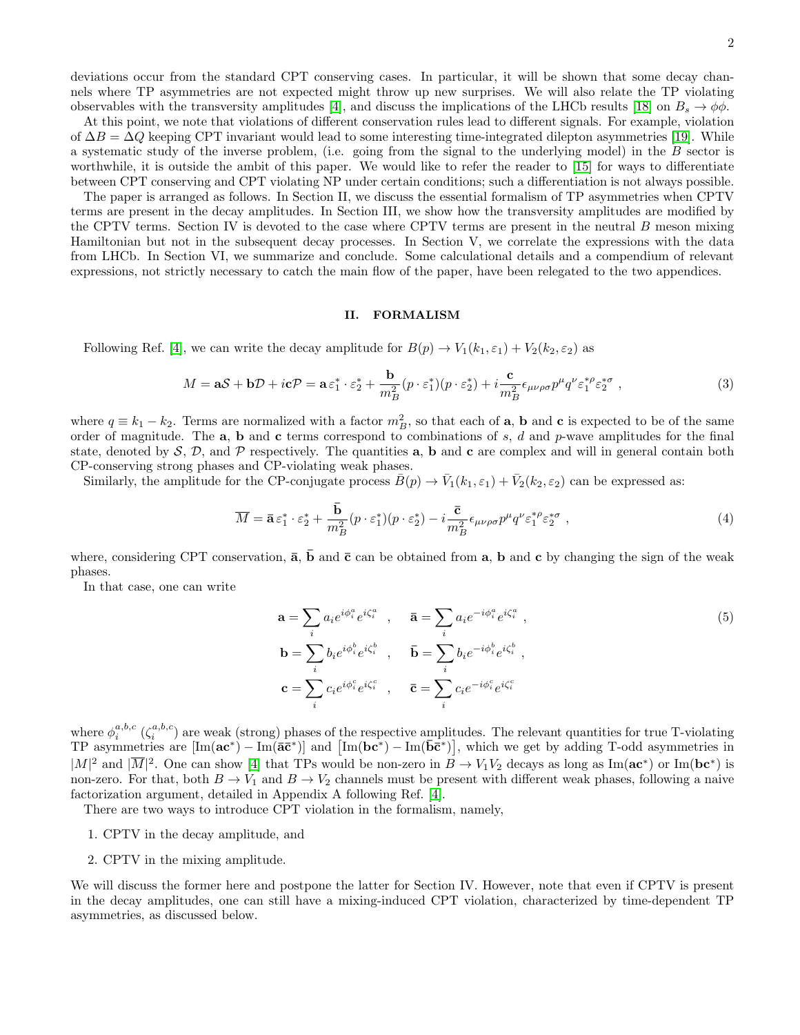deviations occur from the standard CPT conserving cases. In particular, it will be shown that some decay channels where TP asymmetries are not expected might throw up new surprises. We will also relate the TP violating observables with the transversity amplitudes [4], and discuss the implications of the LHCb results [18] on $B_s \to \phi\phi$.

At this point, we note that violations of different conservation rules lead to different signals. For example, violation of $\Delta B = \Delta Q$ keeping CPT invariant would lead to some interesting time-integrated dilepton asymmetries [19]. While a systematic study of the inverse problem, (i.e. going from the signal to the underlying model) in the $B$ sector is worthwhile, it is outside the ambit of this paper. We would like to refer the reader to [15] for ways to differentiate between CPT conserving and CPT violating NP under certain conditions; such a differentiation is not always possible.

The paper is arranged as follows. In Section II, we discuss the essential formalism of TP asymmetries when CPTV terms are present in the decay amplitudes. In Section III, we show how the transversity amplitudes are modified by the CPTV terms. Section IV is devoted to the case where CPTV terms are present in the neutral $B$ meson mixing Hamiltonian but not in the subsequent decay processes. In Section V, we correlate the expressions with the data from LHCb. In Section VI, we summarize and conclude. Some calculational details and a compendium of relevant expressions, not strictly necessary to catch the main flow of the paper, have been relegated to the two appendices.

## II. FORMALISM

Following Ref. [4], we can write the decay amplitude for $B(p) \to V_1(k_1, \varepsilon_1) + V_2(k_2, \varepsilon_2)$ as

$$M = \mathbf{a}\mathcal{S} + \mathbf{b}\mathcal{D} + i\mathbf{c}\mathcal{P} = \mathbf{a}\,\varepsilon_1^* \cdot \varepsilon_2^* + \frac{\mathbf{b}}{m_B^2}(p\cdot\varepsilon_1^*)(p\cdot\varepsilon_2^*) + i\frac{\mathbf{c}}{m_B^2}\epsilon_{\mu\nu\rho\sigma}p^\mu q^\nu \varepsilon_1^{*\rho}\varepsilon_2^{*\sigma}\ , \tag{3}$$

where $q \equiv k_1 - k_2$. Terms are normalized with a factor $m_B^2$, so that each of $\mathbf{a}$, $\mathbf{b}$ and $\mathbf{c}$ is expected to be of the same order of magnitude. The $\mathbf{a}$, $\mathbf{b}$ and $\mathbf{c}$ terms correspond to combinations of $s$, $d$ and $p$-wave amplitudes for the final state, denoted by $\mathcal{S}$, $\mathcal{D}$, and $\mathcal{P}$ respectively. The quantities $\mathbf{a}$, $\mathbf{b}$ and $\mathbf{c}$ are complex and will in general contain both CP-conserving strong phases and CP-violating weak phases.

Similarly, the amplitude for the CP-conjugate process $\bar{B}(p) \to \bar{V}_1(k_1, \varepsilon_1) + \bar{V}_2(k_2, \varepsilon_2)$ can be expressed as:

$$\overline{M} = \bar{\mathbf{a}}\,\varepsilon_1^* \cdot \varepsilon_2^* + \frac{\bar{\mathbf{b}}}{m_B^2}(p\cdot\varepsilon_1^*)(p\cdot\varepsilon_2^*) - i\frac{\bar{\mathbf{c}}}{m_B^2}\epsilon_{\mu\nu\rho\sigma}p^\mu q^\nu \varepsilon_1^{*\rho}\varepsilon_2^{*\sigma}\ , \tag{4}$$

where, considering CPT conservation, $\bar{\mathbf{a}}$, $\bar{\mathbf{b}}$ and $\bar{\mathbf{c}}$ can be obtained from $\mathbf{a}$, $\mathbf{b}$ and $\mathbf{c}$ by changing the sign of the weak phases.

In that case, one can write

$$\begin{aligned}
\mathbf{a} &= \sum_i a_i e^{i\phi_i^a} e^{i\zeta_i^a} \quad , \quad \bar{\mathbf{a}} = \sum_i a_i e^{-i\phi_i^a} e^{i\zeta_i^a}\ , \\
\mathbf{b} &= \sum_i b_i e^{i\phi_i^b} e^{i\zeta_i^b} \quad , \quad \bar{\mathbf{b}} = \sum_i b_i e^{-i\phi_i^b} e^{i\zeta_i^b}\ , \\
\mathbf{c} &= \sum_i c_i e^{i\phi_i^c} e^{i\zeta_i^c} \quad , \quad \bar{\mathbf{c}} = \sum_i c_i e^{-i\phi_i^c} e^{i\zeta_i^c}
\end{aligned} \tag{5}$$

where $\phi_i^{a,b,c}$ ($\zeta_i^{a,b,c}$) are weak (strong) phases of the respective amplitudes. The relevant quantities for true T-violating TP asymmetries are $[\mathrm{Im}(\mathbf{a}\mathbf{c}^*) - \mathrm{Im}(\bar{\mathbf{a}}\bar{\mathbf{c}}^*)]$ and $[\mathrm{Im}(\mathbf{b}\mathbf{c}^*) - \mathrm{Im}(\bar{\mathbf{b}}\bar{\mathbf{c}}^*)]$, which we get by adding T-odd asymmetries in $|M|^2$ and $|\overline{M}|^2$. One can show [4] that TPs would be non-zero in $B \to V_1V_2$ decays as long as $\mathrm{Im}(\mathbf{a}\mathbf{c}^*)$ or $\mathrm{Im}(\mathbf{b}\mathbf{c}^*)$ is non-zero. For that, both $B \to V_1$ and $B \to V_2$ channels must be present with different weak phases, following a naive factorization argument, detailed in Appendix A following Ref. [4].

There are two ways to introduce CPT violation in the formalism, namely,

1. CPTV in the decay amplitude, and
2. CPTV in the mixing amplitude.

We will discuss the former here and postpone the latter for Section IV. However, note that even if CPTV is present in the decay amplitudes, one can still have a mixing-induced CPT violation, characterized by time-dependent TP asymmetries, as discussed below.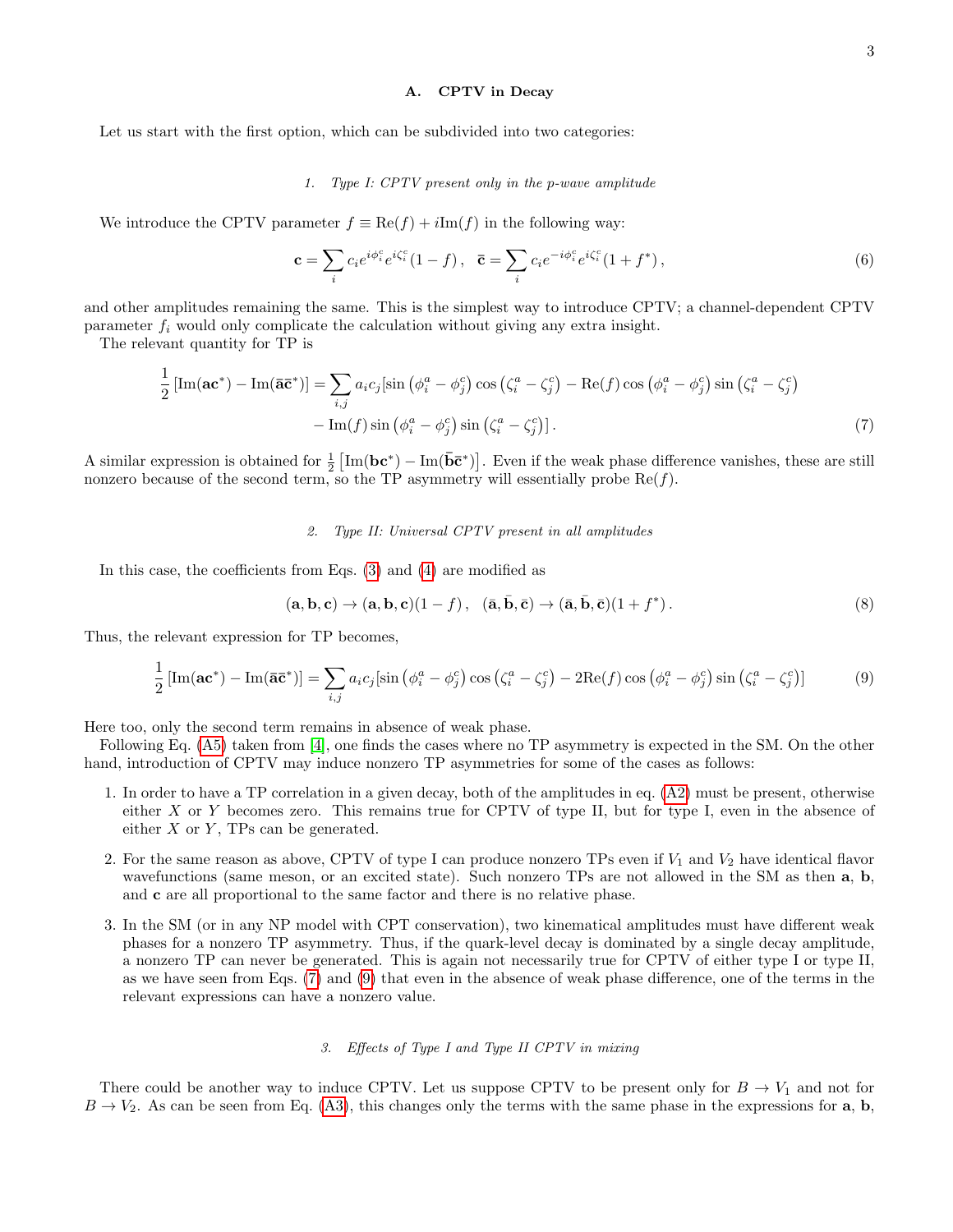### A. CPTV in Decay

Let us start with the first option, which can be subdivided into two categories:

#### 1. Type I: CPTV present only in the p-wave amplitude

We introduce the CPTV parameter $f \equiv \mathrm{Re}(f) + i\mathrm{Im}(f)$ in the following way:

$$\mathbf{c} = \sum_i c_i e^{i\phi_i^c} e^{i\zeta_i^c}(1-f)\,, \quad \bar{\mathbf{c}} = \sum_i c_i e^{-i\phi_i^c} e^{i\zeta_i^c}(1+f^*)\,, \tag{6}$$

and other amplitudes remaining the same. This is the simplest way to introduce CPTV; a channel-dependent CPTV parameter $f_i$ would only complicate the calculation without giving any extra insight.

The relevant quantity for TP is

$$\frac{1}{2}\left[\mathrm{Im}(\mathbf{a}\mathbf{c}^*) - \mathrm{Im}(\bar{\mathbf{a}}\bar{\mathbf{c}}^*)\right] = \sum_{i,j} a_i c_j [\sin\left(\phi_i^a - \phi_j^c\right)\cos\left(\zeta_i^a - \zeta_j^c\right) - \mathrm{Re}(f)\cos\left(\phi_i^a - \phi_j^c\right)\sin\left(\zeta_i^a - \zeta_j^c\right)$$
$$- \mathrm{Im}(f)\sin\left(\phi_i^a - \phi_j^c\right)\sin\left(\zeta_i^a - \zeta_j^c\right)]\,. \tag{7}$$

A similar expression is obtained for $\frac{1}{2}\left[\mathrm{Im}(\mathbf{b}\mathbf{c}^*) - \mathrm{Im}(\bar{\mathbf{b}}\bar{\mathbf{c}}^*)\right]$. Even if the weak phase difference vanishes, these are still nonzero because of the second term, so the TP asymmetry will essentially probe $\mathrm{Re}(f)$.

#### 2. Type II: Universal CPTV present in all amplitudes

In this case, the coefficients from Eqs. (3) and (4) are modified as

$$(\mathbf{a}, \mathbf{b}, \mathbf{c}) \to (\mathbf{a}, \mathbf{b}, \mathbf{c})(1-f)\,, \quad (\bar{\mathbf{a}}, \bar{\mathbf{b}}, \bar{\mathbf{c}}) \to (\bar{\mathbf{a}}, \bar{\mathbf{b}}, \bar{\mathbf{c}})(1+f^*)\,. \tag{8}$$

Thus, the relevant expression for TP becomes,

$$\frac{1}{2}\left[\mathrm{Im}(\mathbf{a}\mathbf{c}^*) - \mathrm{Im}(\bar{\mathbf{a}}\bar{\mathbf{c}}^*)\right] = \sum_{i,j} a_i c_j [\sin\left(\phi_i^a - \phi_j^c\right)\cos\left(\zeta_i^a - \zeta_j^c\right) - 2\mathrm{Re}(f)\cos\left(\phi_i^a - \phi_j^c\right)\sin\left(\zeta_i^a - \zeta_j^c\right)] \tag{9}$$

Here too, only the second term remains in absence of weak phase.

Following Eq. (A5) taken from [4], one finds the cases where no TP asymmetry is expected in the SM. On the other hand, introduction of CPTV may induce nonzero TP asymmetries for some of the cases as follows:

1. In order to have a TP correlation in a given decay, both of the amplitudes in eq. (A2) must be present, otherwise either $X$ or $Y$ becomes zero. This remains true for CPTV of type II, but for type I, even in the absence of either $X$ or $Y$, TPs can be generated.
2. For the same reason as above, CPTV of type I can produce nonzero TPs even if $V_1$ and $V_2$ have identical flavor wavefunctions (same meson, or an excited state). Such nonzero TPs are not allowed in the SM as then $\mathbf{a}$, $\mathbf{b}$, and $\mathbf{c}$ are all proportional to the same factor and there is no relative phase.
3. In the SM (or in any NP model with CPT conservation), two kinematical amplitudes must have different weak phases for a nonzero TP asymmetry. Thus, if the quark-level decay is dominated by a single decay amplitude, a nonzero TP can never be generated. This is again not necessarily true for CPTV of either type I or type II, as we have seen from Eqs. (7) and (9) that even in the absence of weak phase difference, one of the terms in the relevant expressions can have a nonzero value.

#### 3. Effects of Type I and Type II CPTV in mixing

There could be another way to induce CPTV. Let us suppose CPTV to be present only for $B \to V_1$ and not for $B \to V_2$. As can be seen from Eq. (A3), this changes only the terms with the same phase in the expressions for $\mathbf{a}$, $\mathbf{b}$,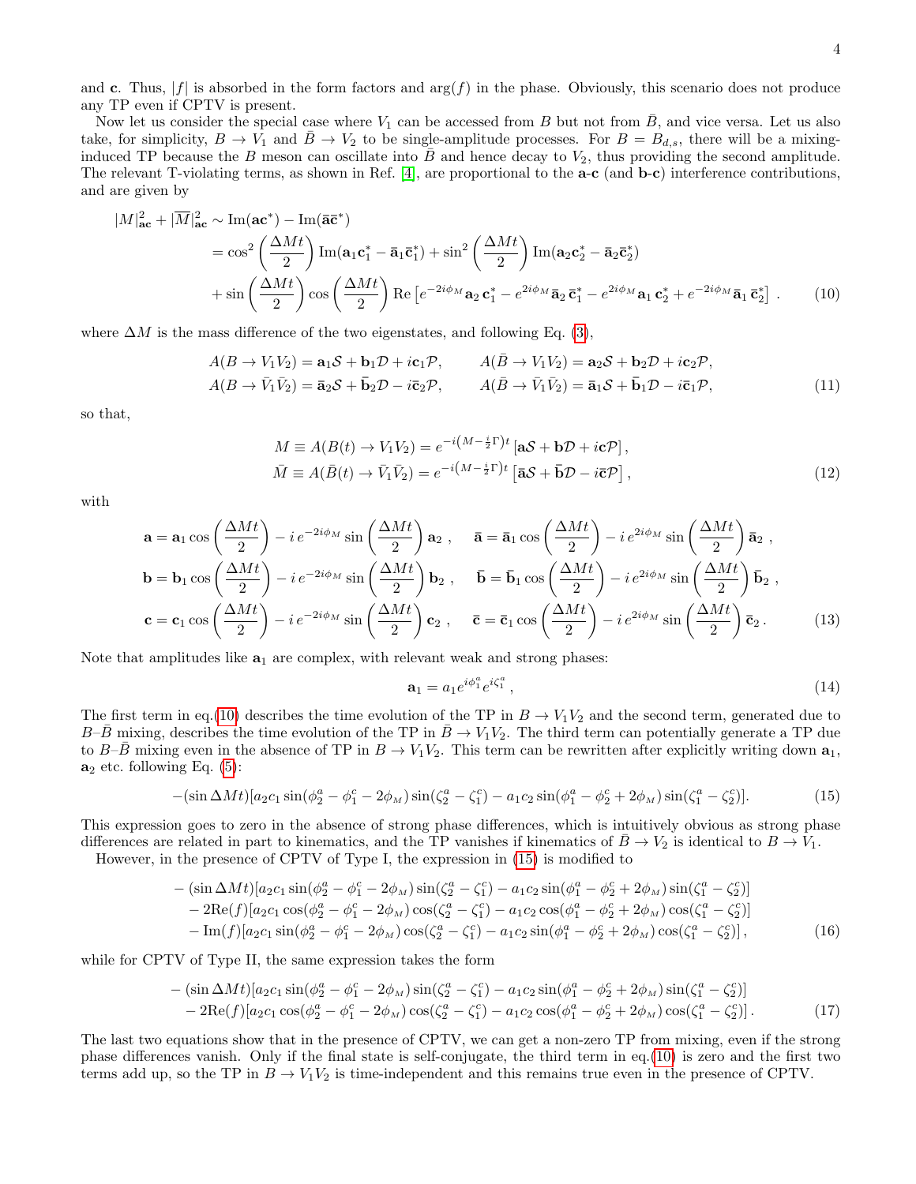and $\mathbf{c}$. Thus, $|f|$ is absorbed in the form factors and $\arg(f)$ in the phase. Obviously, this scenario does not produce any TP even if CPTV is present.

Now let us consider the special case where $V_1$ can be accessed from $B$ but not from $\bar{B}$, and vice versa. Let us also take, for simplicity, $B \to V_1$ and $\bar{B} \to V_2$ to be single-amplitude processes. For $B = B_{d,s}$, there will be a mixing-induced TP because the $B$ meson can oscillate into $\bar{B}$ and hence decay to $V_2$, thus providing the second amplitude. The relevant T-violating terms, as shown in Ref. [4], are proportional to the **a**-**c** (and **b**-**c**) interference contributions, and are given by

$$
\begin{aligned}
|M|^2_{\mathbf{ac}} + |\overline{M}|^2_{\mathbf{ac}} &\sim \mathrm{Im}(\mathbf{a}\mathbf{c}^*) - \mathrm{Im}(\bar{\mathbf{a}}\bar{\mathbf{c}}^*) \\
&= \cos^2\left(\frac{\Delta M t}{2}\right) \mathrm{Im}(\mathbf{a}_1\mathbf{c}_1^* - \bar{\mathbf{a}}_1\bar{\mathbf{c}}_1^*) + \sin^2\left(\frac{\Delta M t}{2}\right) \mathrm{Im}(\mathbf{a}_2\mathbf{c}_2^* - \bar{\mathbf{a}}_2\bar{\mathbf{c}}_2^*) \\
&+ \sin\left(\frac{\Delta M t}{2}\right)\cos\left(\frac{\Delta M t}{2}\right) \mathrm{Re}\left[e^{-2i\phi_M}\mathbf{a}_2\,\mathbf{c}_1^* - e^{2i\phi_M}\bar{\mathbf{a}}_2\,\bar{\mathbf{c}}_1^* - e^{2i\phi_M}\mathbf{a}_1\,\mathbf{c}_2^* + e^{-2i\phi_M}\bar{\mathbf{a}}_1\,\bar{\mathbf{c}}_2^*\right] \,. \qquad (10)
\end{aligned}
$$

where $\Delta M$ is the mass difference of the two eigenstates, and following Eq. (3),

$$
\begin{aligned}
A(B \to V_1 V_2) &= \mathbf{a}_1\mathcal{S} + \mathbf{b}_1\mathcal{D} + i\mathbf{c}_1\mathcal{P}, \qquad A(\bar{B} \to V_1 V_2) = \mathbf{a}_2\mathcal{S} + \mathbf{b}_2\mathcal{D} + i\mathbf{c}_2\mathcal{P}, \\
A(B \to \bar{V}_1 \bar{V}_2) &= \bar{\mathbf{a}}_2\mathcal{S} + \bar{\mathbf{b}}_2\mathcal{D} - i\bar{\mathbf{c}}_2\mathcal{P}, \qquad A(\bar{B} \to \bar{V}_1 \bar{V}_2) = \bar{\mathbf{a}}_1\mathcal{S} + \bar{\mathbf{b}}_1\mathcal{D} - i\bar{\mathbf{c}}_1\mathcal{P}, \qquad (11)
\end{aligned}
$$

so that,

$$
\begin{aligned}
M &\equiv A(B(t) \to V_1 V_2) = e^{-i\left(M - \frac{i}{2}\Gamma\right)t}\left[\mathbf{a}\mathcal{S} + \mathbf{b}\mathcal{D} + i\mathbf{c}\mathcal{P}\right], \\
\bar{M} &\equiv A(\bar{B}(t) \to \bar{V}_1 \bar{V}_2) = e^{-i\left(M - \frac{i}{2}\Gamma\right)t}\left[\bar{\mathbf{a}}\mathcal{S} + \bar{\mathbf{b}}\mathcal{D} - i\bar{\mathbf{c}}\mathcal{P}\right], \qquad (12)
\end{aligned}
$$

with

$$
\begin{aligned}
\mathbf{a} &= \mathbf{a}_1 \cos\left(\frac{\Delta M t}{2}\right) - i\,e^{-2i\phi_M}\sin\left(\frac{\Delta M t}{2}\right)\mathbf{a}_2\,, \quad \bar{\mathbf{a}} = \bar{\mathbf{a}}_1 \cos\left(\frac{\Delta M t}{2}\right) - i\,e^{2i\phi_M}\sin\left(\frac{\Delta M t}{2}\right)\bar{\mathbf{a}}_2\,, \\
\mathbf{b} &= \mathbf{b}_1 \cos\left(\frac{\Delta M t}{2}\right) - i\,e^{-2i\phi_M}\sin\left(\frac{\Delta M t}{2}\right)\mathbf{b}_2\,, \quad \bar{\mathbf{b}} = \bar{\mathbf{b}}_1 \cos\left(\frac{\Delta M t}{2}\right) - i\,e^{2i\phi_M}\sin\left(\frac{\Delta M t}{2}\right)\bar{\mathbf{b}}_2\,, \\
\mathbf{c} &= \mathbf{c}_1 \cos\left(\frac{\Delta M t}{2}\right) - i\,e^{-2i\phi_M}\sin\left(\frac{\Delta M t}{2}\right)\mathbf{c}_2\,, \quad \bar{\mathbf{c}} = \bar{\mathbf{c}}_1 \cos\left(\frac{\Delta M t}{2}\right) - i\,e^{2i\phi_M}\sin\left(\frac{\Delta M t}{2}\right)\bar{\mathbf{c}}_2\,. \qquad (13)
\end{aligned}
$$

Note that amplitudes like $\mathbf{a}_1$ are complex, with relevant weak and strong phases:

$$
\mathbf{a}_1 = a_1 e^{i\phi_1^a} e^{i\zeta_1^a}\,, \qquad (14)
$$

The first term in eq.(10) describes the time evolution of the TP in $B \to V_1 V_2$ and the second term, generated due to $B$–$\bar{B}$ mixing, describes the time evolution of the TP in $\bar{B} \to V_1 V_2$. The third term can potentially generate a TP due to $B$–$\bar{B}$ mixing even in the absence of TP in $B \to V_1 V_2$. This term can be rewritten after explicitly writing down $\mathbf{a}_1$, $\mathbf{a}_2$ etc. following Eq. (5):

$$
-(\sin\Delta M t)[a_2 c_1 \sin(\phi_2^a - \phi_1^c - 2\phi_M)\sin(\zeta_2^a - \zeta_1^c) - a_1 c_2 \sin(\phi_1^a - \phi_2^c + 2\phi_M)\sin(\zeta_1^a - \zeta_2^c)]. \qquad (15)
$$

This expression goes to zero in the absence of strong phase differences, which is intuitively obvious as strong phase differences are related in part to kinematics, and the TP vanishes if kinematics of $\bar{B} \to V_2$ is identical to $B \to V_1$.

However, in the presence of CPTV of Type I, the expression in (15) is modified to

$$
\begin{aligned}
&-(\sin\Delta M t)[a_2 c_1 \sin(\phi_2^a - \phi_1^c - 2\phi_M)\sin(\zeta_2^a - \zeta_1^c) - a_1 c_2 \sin(\phi_1^a - \phi_2^c + 2\phi_M)\sin(\zeta_1^a - \zeta_2^c)] \\
&- 2\mathrm{Re}(f)[a_2 c_1 \cos(\phi_2^a - \phi_1^c - 2\phi_M)\cos(\zeta_2^a - \zeta_1^c) - a_1 c_2 \cos(\phi_1^a - \phi_2^c + 2\phi_M)\cos(\zeta_1^a - \zeta_2^c)] \\
&- \mathrm{Im}(f)[a_2 c_1 \sin(\phi_2^a - \phi_1^c - 2\phi_M)\cos(\zeta_2^a - \zeta_1^c) - a_1 c_2 \sin(\phi_1^a - \phi_2^c + 2\phi_M)\cos(\zeta_1^a - \zeta_2^c)]\,, \qquad (16)
\end{aligned}
$$

while for CPTV of Type II, the same expression takes the form

$$
\begin{aligned}
&-(\sin\Delta M t)[a_2 c_1 \sin(\phi_2^a - \phi_1^c - 2\phi_M)\sin(\zeta_2^a - \zeta_1^c) - a_1 c_2 \sin(\phi_1^a - \phi_2^c + 2\phi_M)\sin(\zeta_1^a - \zeta_2^c)] \\
&- 2\mathrm{Re}(f)[a_2 c_1 \cos(\phi_2^a - \phi_1^c - 2\phi_M)\cos(\zeta_2^a - \zeta_1^c) - a_1 c_2 \cos(\phi_1^a - \phi_2^c + 2\phi_M)\cos(\zeta_1^a - \zeta_2^c)]\,. \qquad (17)
\end{aligned}
$$

The last two equations show that in the presence of CPTV, we can get a non-zero TP from mixing, even if the strong phase differences vanish. Only if the final state is self-conjugate, the third term in eq.(10) is zero and the first two terms add up, so the TP in $B \to V_1 V_2$ is time-independent and this remains true even in the presence of CPTV.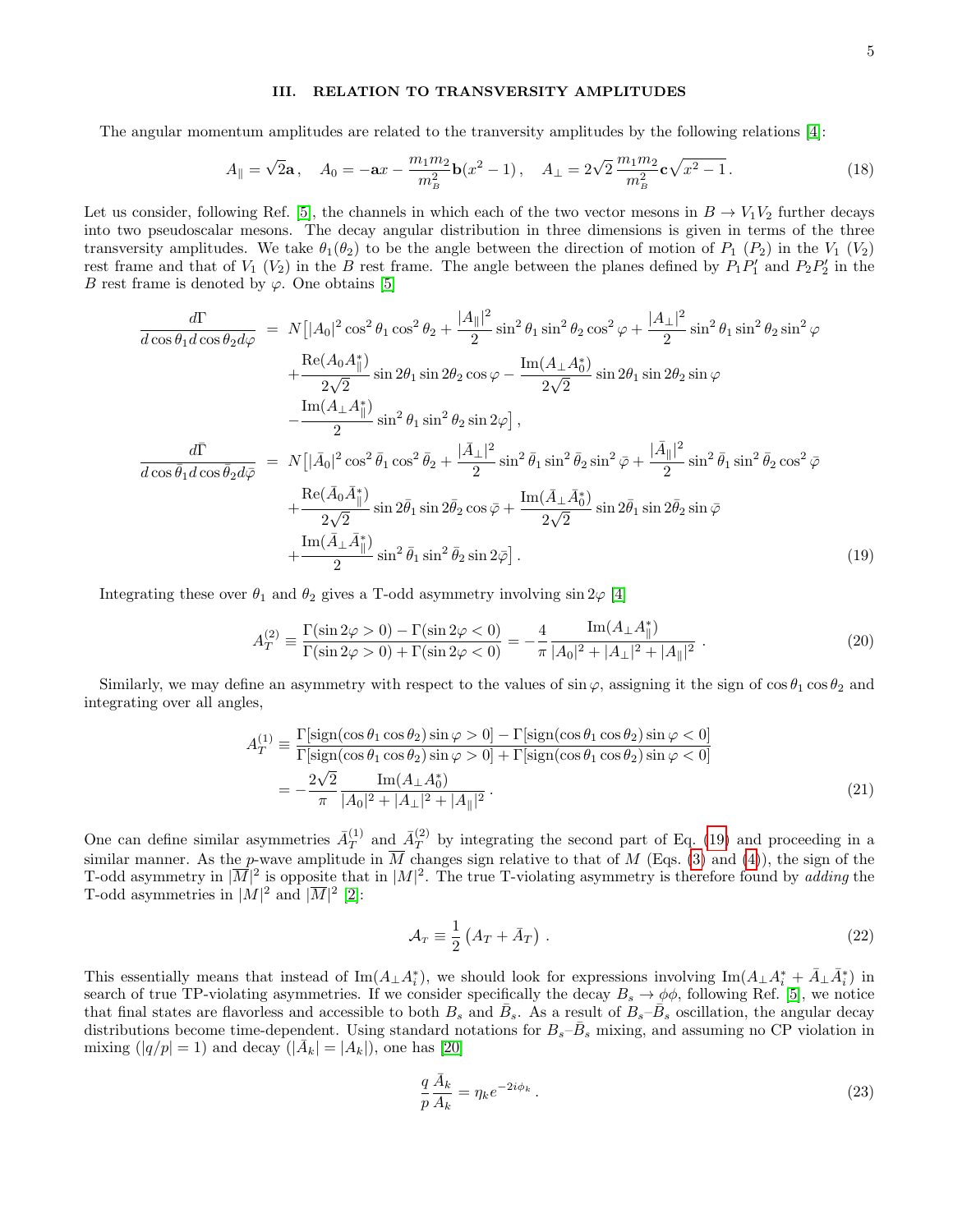## III. RELATION TO TRANSVERSITY AMPLITUDES

The angular momentum amplitudes are related to the tranversity amplitudes by the following relations [4]:

$$A_\parallel = \sqrt{2}\mathbf{a}\,, \quad A_0 = -\mathbf{a}x - \frac{m_1 m_2}{m_B^2}\mathbf{b}(x^2-1)\,, \quad A_\perp = 2\sqrt{2}\,\frac{m_1 m_2}{m_B^2}\mathbf{c}\sqrt{x^2-1}\,. \tag{18}$$

Let us consider, following Ref. [5], the channels in which each of the two vector mesons in $B \to V_1 V_2$ further decays into two pseudoscalar mesons. The decay angular distribution in three dimensions is given in terms of the three transversity amplitudes. We take $\theta_1(\theta_2)$ to be the angle between the direction of motion of $P_1$ ($P_2$) in the $V_1$ ($V_2$) rest frame and that of $V_1$ ($V_2$) in the $B$ rest frame. The angle between the planes defined by $P_1 P_1'$ and $P_2 P_2'$ in the $B$ rest frame is denoted by $\varphi$. One obtains [5]

$$\begin{aligned}
\frac{d\Gamma}{d\cos\theta_1 d\cos\theta_2 d\varphi} &= N\Big[|A_0|^2\cos^2\theta_1\cos^2\theta_2 + \frac{|A_\parallel|^2}{2}\sin^2\theta_1\sin^2\theta_2\cos^2\varphi + \frac{|A_\perp|^2}{2}\sin^2\theta_1\sin^2\theta_2\sin^2\varphi \\
&\quad + \frac{\mathrm{Re}(A_0 A_\parallel^*)}{2\sqrt{2}}\sin 2\theta_1 \sin 2\theta_2\cos\varphi - \frac{\mathrm{Im}(A_\perp A_0^*)}{2\sqrt{2}}\sin 2\theta_1\sin 2\theta_2 \sin\varphi \\
&\quad - \frac{\mathrm{Im}(A_\perp A_\parallel^*)}{2}\sin^2\theta_1\sin^2\theta_2\sin 2\varphi\Big]\,, \\
\frac{d\bar\Gamma}{d\cos\bar\theta_1 d\cos\bar\theta_2 d\bar\varphi} &= N\Big[|\bar A_0|^2\cos^2\bar\theta_1\cos^2\bar\theta_2 + \frac{|\bar A_\perp|^2}{2}\sin^2\bar\theta_1\sin^2\bar\theta_2\sin^2\bar\varphi + \frac{|\bar A_\parallel|^2}{2}\sin^2\bar\theta_1\sin^2\bar\theta_2\cos^2\bar\varphi \\
&\quad + \frac{\mathrm{Re}(\bar A_0 \bar A_\parallel^*)}{2\sqrt{2}}\sin 2\bar\theta_1 \sin 2\bar\theta_2\cos\bar\varphi + \frac{\mathrm{Im}(\bar A_\perp \bar A_0^*)}{2\sqrt{2}}\sin 2\bar\theta_1\sin 2\bar\theta_2 \sin\bar\varphi \\
&\quad + \frac{\mathrm{Im}(\bar A_\perp \bar A_\parallel^*)}{2}\sin^2\bar\theta_1\sin^2\bar\theta_2\sin 2\bar\varphi\Big]\,.
\end{aligned} \tag{19}$$

Integrating these over $\theta_1$ and $\theta_2$ gives a T-odd asymmetry involving $\sin 2\varphi$ [4]

$$A_T^{(2)} \equiv \frac{\Gamma(\sin 2\varphi > 0) - \Gamma(\sin 2\varphi < 0)}{\Gamma(\sin 2\varphi > 0) + \Gamma(\sin 2\varphi < 0)} = -\frac{4}{\pi}\frac{\mathrm{Im}(A_\perp A_\parallel^*)}{|A_0|^2 + |A_\perp|^2 + |A_\parallel|^2}\,. \tag{20}$$

Similarly, we may define an asymmetry with respect to the values of $\sin\varphi$, assigning it the sign of $\cos\theta_1\cos\theta_2$ and integrating over all angles,

$$\begin{aligned}
A_T^{(1)} &\equiv \frac{\Gamma[\mathrm{sign}(\cos\theta_1\cos\theta_2)\sin\varphi > 0] - \Gamma[\mathrm{sign}(\cos\theta_1\cos\theta_2)\sin\varphi < 0]}{\Gamma[\mathrm{sign}(\cos\theta_1\cos\theta_2)\sin\varphi > 0] + \Gamma[\mathrm{sign}(\cos\theta_1\cos\theta_2)\sin\varphi < 0]} \\
&= -\frac{2\sqrt{2}}{\pi}\frac{\mathrm{Im}(A_\perp A_0^*)}{|A_0|^2 + |A_\perp|^2 + |A_\parallel|^2}\,.
\end{aligned} \tag{21}$$

One can define similar asymmetries $\bar A_T^{(1)}$ and $\bar A_T^{(2)}$ by integrating the second part of Eq. (19) and proceeding in a similar manner. As the $p$-wave amplitude in $\overline{M}$ changes sign relative to that of $M$ (Eqs. (3) and (4)), the sign of the T-odd asymmetry in $|\overline{M}|^2$ is opposite that in $|M|^2$. The true T-violating asymmetry is therefore found by *adding* the T-odd asymmetries in $|M|^2$ and $|\overline{M}|^2$ [2]:

$$\mathcal{A}_T \equiv \frac{1}{2}\left(A_T + \bar A_T\right)\,. \tag{22}$$

This essentially means that instead of $\mathrm{Im}(A_\perp A_i^*)$, we should look for expressions involving $\mathrm{Im}(A_\perp A_i^* + \bar A_\perp \bar A_i^*)$ in search of true TP-violating asymmetries. If we consider specifically the decay $B_s \to \phi\phi$, following Ref. [5], we notice that final states are flavorless and accessible to both $B_s$ and $\bar B_s$. As a result of $B_s$–$\bar B_s$ oscillation, the angular decay distributions become time-dependent. Using standard notations for $B_s$–$\bar B_s$ mixing, and assuming no CP violation in mixing ($|q/p| = 1$) and decay ($|\bar A_k| = |A_k|$), one has [20]

$$\frac{q}{p}\frac{\bar A_k}{A_k} = \eta_k e^{-2i\phi_k}\,. \tag{23}$$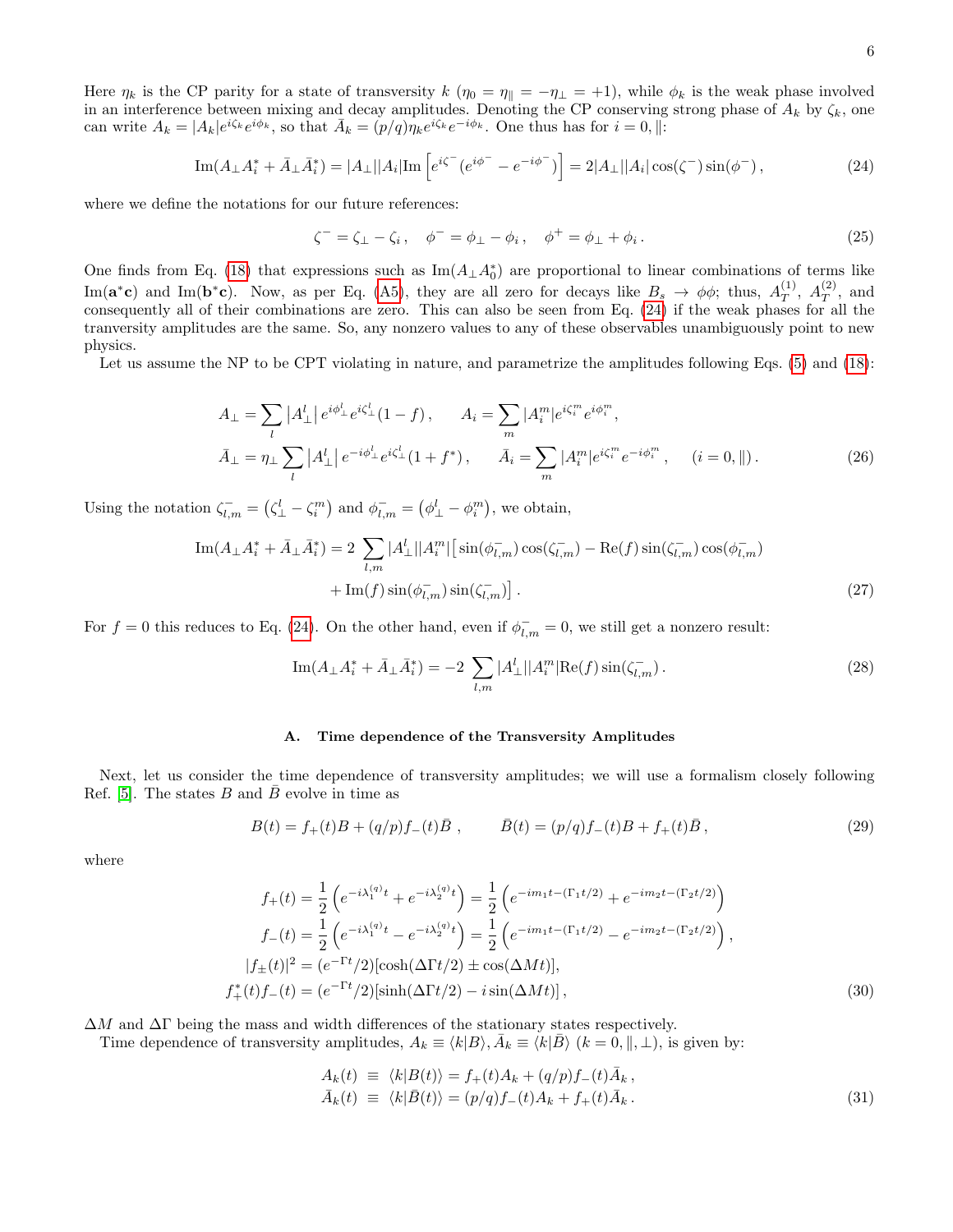Here $\eta_k$ is the CP parity for a state of transversity $k$ ($\eta_0 = \eta_\parallel = -\eta_\perp = +1$), while $\phi_k$ is the weak phase involved in an interference between mixing and decay amplitudes. Denoting the CP conserving strong phase of $A_k$ by $\zeta_k$, one can write $A_k = |A_k| e^{i\zeta_k} e^{i\phi_k}$, so that $\bar{A}_k = (p/q)\eta_k e^{i\zeta_k} e^{-i\phi_k}$. One thus has for $i = 0, \parallel$:

$$
\mathrm{Im}(A_\perp A_i^* + \bar{A}_\perp \bar{A}_i^*) = |A_\perp||A_i| \mathrm{Im}\left[ e^{i\zeta^-} (e^{i\phi^-} - e^{-i\phi^-}) \right] = 2|A_\perp||A_i| \cos(\zeta^-) \sin(\phi^-) \,, \tag{24}
$$

where we define the notations for our future references:

$$
\zeta^- = \zeta_\perp - \zeta_i \,, \quad \phi^- = \phi_\perp - \phi_i \,, \quad \phi^+ = \phi_\perp + \phi_i \,. \tag{25}
$$

One finds from Eq. (18) that expressions such as $\mathrm{Im}(A_\perp A_0^*)$ are proportional to linear combinations of terms like $\mathrm{Im}(\mathbf{a}^* \mathbf{c})$ and $\mathrm{Im}(\mathbf{b}^* \mathbf{c})$. Now, as per Eq. (A5), they are all zero for decays like $B_s \to \phi\phi$; thus, $A_T^{(1)}$, $A_T^{(2)}$, and consequently all of their combinations are zero. This can also be seen from Eq. (24) if the weak phases for all the tranversity amplitudes are the same. So, any nonzero values to any of these observables unambiguously point to new physics.

Let us assume the NP to be CPT violating in nature, and parametrize the amplitudes following Eqs. (5) and (18):

$$
\begin{aligned}
A_\perp &= \sum_l \left| A_\perp^l \right| e^{i\phi_\perp^l} e^{i\zeta_\perp^l} (1 - f) \,, \qquad A_i = \sum_m |A_i^m| e^{i\zeta_i^m} e^{i\phi_i^m} \,, \\
\bar{A}_\perp &= \eta_\perp \sum_l \left| A_\perp^l \right| e^{-i\phi_\perp^l} e^{i\zeta_\perp^l} (1 + f^*) \,, \qquad \bar{A}_i = \sum_m |A_i^m| e^{i\zeta_i^m} e^{-i\phi_i^m} \,, \quad (i = 0, \parallel) \,.
\end{aligned} \tag{26}
$$

Using the notation $\zeta_{l,m}^- = \left( \zeta_\perp^l - \zeta_i^m \right)$ and $\phi_{l,m}^- = \left( \phi_\perp^l - \phi_i^m \right)$, we obtain,

$$
\begin{aligned}
\mathrm{Im}(A_\perp A_i^* + \bar{A}_\perp \bar{A}_i^*) = 2 \sum_{l,m} |A_\perp^l||A_i^m| \big[ &\sin(\phi_{l,m}^-) \cos(\zeta_{l,m}^-) - \mathrm{Re}(f) \sin(\zeta_{l,m}^-) \cos(\phi_{l,m}^-) \\
&+ \mathrm{Im}(f) \sin(\phi_{l,m}^-) \sin(\zeta_{l,m}^-) \big] \,.
\end{aligned} \tag{27}
$$

For $f = 0$ this reduces to Eq. (24). On the other hand, even if $\phi_{l,m}^- = 0$, we still get a nonzero result:

$$
\mathrm{Im}(A_\perp A_i^* + \bar{A}_\perp \bar{A}_i^*) = -2 \sum_{l,m} |A_\perp^l||A_i^m| \mathrm{Re}(f) \sin(\zeta_{l,m}^-) \,. \tag{28}
$$

### A. Time dependence of the Transversity Amplitudes

Next, let us consider the time dependence of transversity amplitudes; we will use a formalism closely following Ref. [5]. The states $B$ and $\bar{B}$ evolve in time as

$$
B(t) = f_+(t) B + (q/p) f_-(t) \bar{B} \,, \qquad \bar{B}(t) = (p/q) f_-(t) B + f_+(t) \bar{B} \,, \tag{29}
$$

where

$$
\begin{aligned}
f_+(t) &= \frac{1}{2} \left( e^{-i\lambda_1^{(q)} t} + e^{-i\lambda_2^{(q)} t} \right) = \frac{1}{2} \left( e^{-im_1 t - (\Gamma_1 t/2)} + e^{-im_2 t - (\Gamma_2 t/2)} \right) \\
f_-(t) &= \frac{1}{2} \left( e^{-i\lambda_1^{(q)} t} - e^{-i\lambda_2^{(q)} t} \right) = \frac{1}{2} \left( e^{-im_1 t - (\Gamma_1 t/2)} - e^{-im_2 t - (\Gamma_2 t/2)} \right) \,, \\
|f_\pm(t)|^2 &= (e^{-\Gamma t}/2)[\cosh(\Delta\Gamma t/2) \pm \cos(\Delta M t)], \\
f_+^*(t) f_-(t) &= (e^{-\Gamma t}/2)[\sinh(\Delta\Gamma t/2) - i \sin(\Delta M t)] \,,
\end{aligned} \tag{30}
$$

$\Delta M$ and $\Delta\Gamma$ being the mass and width differences of the stationary states respectively.

Time dependence of transversity amplitudes, $A_k \equiv \langle k | B \rangle, \bar{A}_k \equiv \langle k | \bar{B} \rangle$ ($k = 0, \parallel, \perp$), is given by:

$$
\begin{aligned}
A_k(t) &\equiv \langle k | B(t) \rangle = f_+(t) A_k + (q/p) f_-(t) \bar{A}_k \,, \\
\bar{A}_k(t) &\equiv \langle k | \bar{B}(t) \rangle = (p/q) f_-(t) A_k + f_+(t) \bar{A}_k \,.
\end{aligned} \tag{31}
$$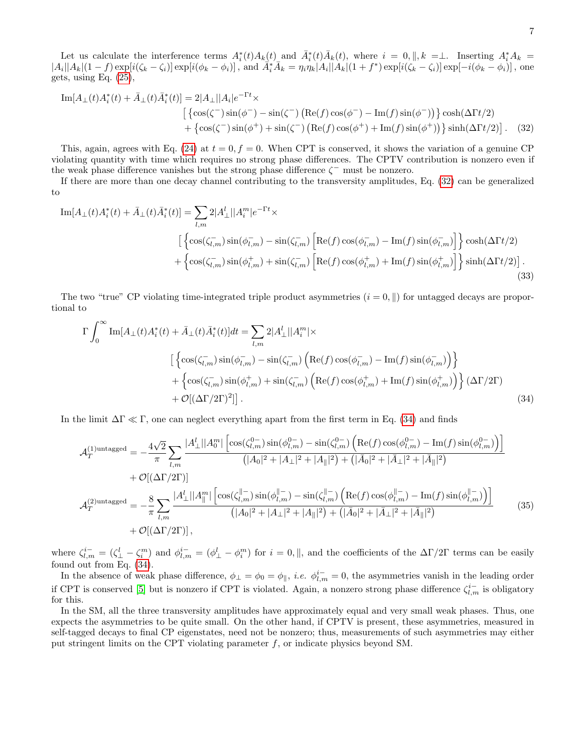Let us calculate the interference terms $A_i^*(t)A_k(t)$ and $\bar{A}_i^*(t)\bar{A}_k(t)$, where $i = 0, \|, k = \perp$. Inserting $A_i^* A_k = |A_i||A_k|(1-f)\exp[i(\zeta_k - \zeta_i)]\exp[i(\phi_k - \phi_i)]$, and $\bar{A}_i^*\bar{A}_k = \eta_i\eta_k|A_i||A_k|(1+f^*)\exp[i(\zeta_k - \zeta_i)]\exp[-i(\phi_k - \phi_i)]$, one gets, using Eq. (25),

$$
\begin{aligned}
\mathrm{Im}[A_\perp(t)A_i^*(t) + \bar{A}_\perp(t)\bar{A}_i^*(t)] = 2|A_\perp||A_i|e^{-\Gamma t}\times & \\
\big[\left\{\cos(\zeta^-)\sin(\phi^-) - \sin(\zeta^-)\left(\mathrm{Re}(f)\cos(\phi^-) - \mathrm{Im}(f)\sin(\phi^-)\right)\right\}\cosh(\Delta\Gamma t/2) & \\
+ \left\{\cos(\zeta^-)\sin(\phi^+) + \sin(\zeta^-)\left(\mathrm{Re}(f)\cos(\phi^+) + \mathrm{Im}(f)\sin(\phi^+)\right)\right\}\sinh(\Delta\Gamma t/2)\big]\,. & \quad (32)
\end{aligned}
$$

This, again, agrees with Eq. (24) at $t = 0, f = 0$. When CPT is conserved, it shows the variation of a genuine CP violating quantity with time which requires no strong phase differences. The CPTV contribution is nonzero even if the weak phase difference vanishes but the strong phase difference $\zeta^-$ must be nonzero.

If there are more than one decay channel contributing to the transversity amplitudes, Eq. (32) can be generalized to

$$
\begin{aligned}
\mathrm{Im}[A_\perp(t)A_i^*(t) + \bar{A}_\perp(t)\bar{A}_i^*(t)] = \sum_{l,m} 2|A_\perp^l||A_i^m|e^{-\Gamma t}\times & \\
\big[\left\{\cos(\zeta_{l,m}^-)\sin(\phi_{l,m}^-) - \sin(\zeta_{l,m}^-)\left[\mathrm{Re}(f)\cos(\phi_{l,m}^-) - \mathrm{Im}(f)\sin(\phi_{l,m}^-)\right]\right\}\cosh(\Delta\Gamma t/2) & \\
+ \left\{\cos(\zeta_{l,m}^-)\sin(\phi_{l,m}^+) + \sin(\zeta_{l,m}^-)\left[\mathrm{Re}(f)\cos(\phi_{l,m}^+) + \mathrm{Im}(f)\sin(\phi_{l,m}^+)\right]\right\}\sinh(\Delta\Gamma t/2)\big]\,. & \quad (33)
\end{aligned}
$$

The two "true" CP violating time-integrated triple product asymmetries ($i = 0, \|$) for untagged decays are proportional to

$$
\begin{aligned}
\Gamma\int_0^\infty \mathrm{Im}[A_\perp(t)A_i^*(t) + \bar{A}_\perp(t)\bar{A}_i^*(t)]dt = \sum_{l,m} 2|A_\perp^l||A_i^m|\times & \\
\big[\left\{\cos(\zeta_{l,m}^-)\sin(\phi_{l,m}^-) - \sin(\zeta_{l,m}^-)\left(\mathrm{Re}(f)\cos(\phi_{l,m}^-) - \mathrm{Im}(f)\sin(\phi_{l,m}^-)\right)\right\} & \\
+ \left\{\cos(\zeta_{l,m}^-)\sin(\phi_{l,m}^+) + \sin(\zeta_{l,m}^-)\left(\mathrm{Re}(f)\cos(\phi_{l,m}^+) + \mathrm{Im}(f)\sin(\phi_{l,m}^+)\right)\right\}(\Delta\Gamma/2\Gamma) & \\
+ \mathcal{O}[(\Delta\Gamma/2\Gamma)^2]\big]\,. & \quad (34)
\end{aligned}
$$

In the limit $\Delta\Gamma \ll \Gamma$, one can neglect everything apart from the first term in Eq. (34) and finds

$$
\begin{aligned}
\mathcal{A}_T^{(1)\mathrm{untagged}} &= -\frac{4\sqrt{2}}{\pi}\sum_{l,m}\frac{|A_\perp^l||A_0^m|\left[\cos(\zeta_{l,m}^{0-})\sin(\phi_{l,m}^{0-}) - \sin(\zeta_{l,m}^{0-})\left(\mathrm{Re}(f)\cos(\phi_{l,m}^{0-}) - \mathrm{Im}(f)\sin(\phi_{l,m}^{0-})\right)\right]}{\left(|A_0|^2 + |A_\perp|^2 + |A_\||^2\right) + \left(|\bar{A}_0|^2 + |\bar{A}_\perp|^2 + |\bar{A}_\||^2\right)} \\
&\quad + \mathcal{O}[(\Delta\Gamma/2\Gamma)] \\
\mathcal{A}_T^{(2)\mathrm{untagged}} &= -\frac{8}{\pi}\sum_{l,m}\frac{|A_\perp^l||A_\|^m|\left[\cos(\zeta_{l,m}^{\|-})\sin(\phi_{l,m}^{\|-}) - \sin(\zeta_{l,m}^{\|-})\left(\mathrm{Re}(f)\cos(\phi_{l,m}^{\|-}) - \mathrm{Im}(f)\sin(\phi_{l,m}^{\|-})\right)\right]}{\left(|A_0|^2 + |A_\perp|^2 + |A_\||^2\right) + \left(|\bar{A}_0|^2 + |\bar{A}_\perp|^2 + |\bar{A}_\||^2\right)} \qquad (35) \\
&\quad + \mathcal{O}[(\Delta\Gamma/2\Gamma)]\,,
\end{aligned}
$$

where $\zeta_{l,m}^{i-} = (\zeta_\perp^l - \zeta_i^m)$ and $\phi_{l,m}^{i-} = (\phi_\perp^l - \phi_i^m)$ for $i = 0, \|$, and the coefficients of the $\Delta\Gamma/2\Gamma$ terms can be easily found out from Eq. (34).

In the absence of weak phase difference, $\phi_\perp = \phi_0 = \phi_\|$, *i.e.* $\phi_{l,m}^{i-} = 0$, the asymmetries vanish in the leading order if CPT is conserved [5] but is nonzero if CPT is violated. Again, a nonzero strong phase difference $\zeta_{l,m}^{i-}$ is obligatory for this.

In the SM, all the three transversity amplitudes have approximately equal and very small weak phases. Thus, one expects the asymmetries to be quite small. On the other hand, if CPTV is present, these asymmetries, measured in self-tagged decays to final CP eigenstates, need not be nonzero; thus, measurements of such asymmetries may either put stringent limits on the CPT violating parameter $f$, or indicate physics beyond SM.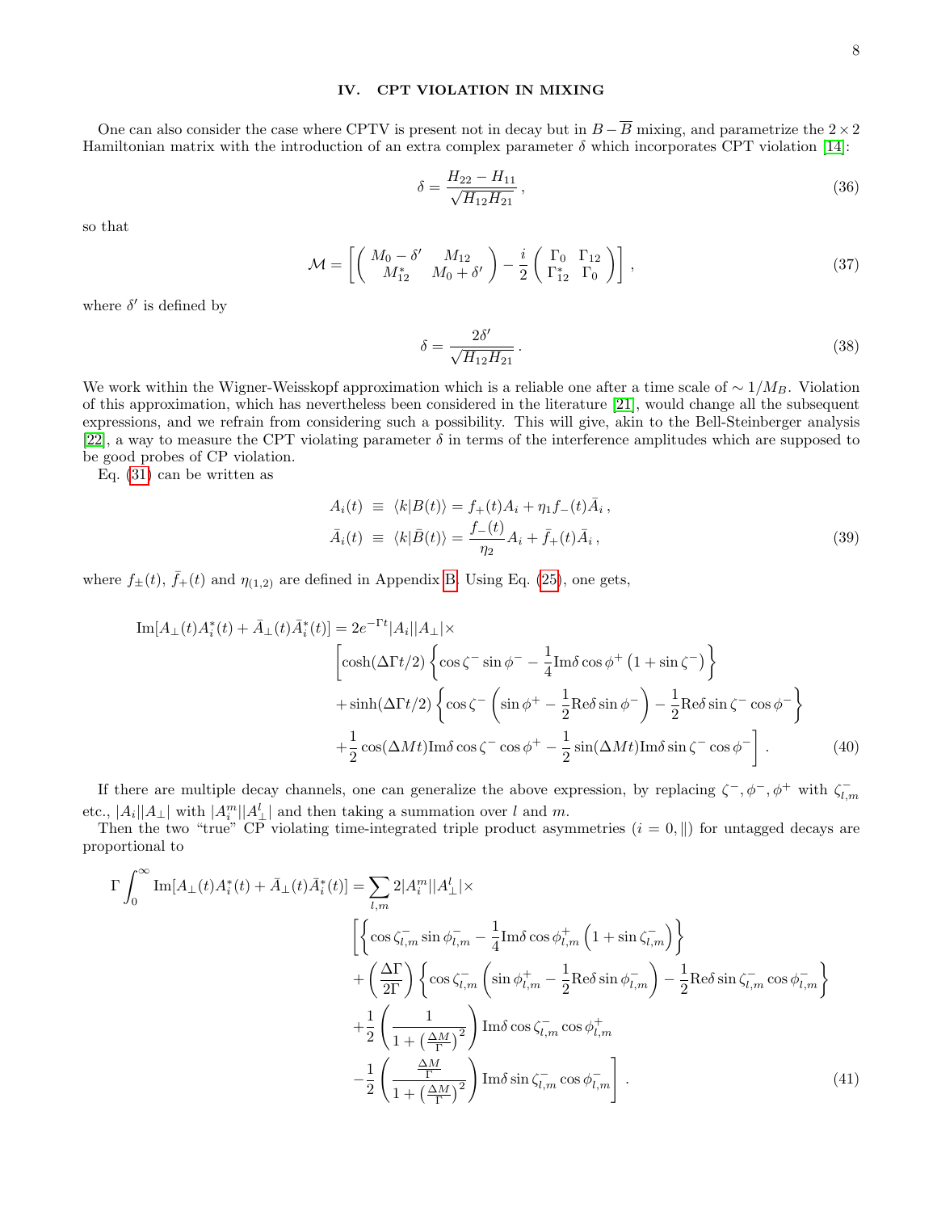## IV. CPT VIOLATION IN MIXING

One can also consider the case where CPTV is present not in decay but in $B-\overline{B}$ mixing, and parametrize the $2\times 2$ Hamiltonian matrix with the introduction of an extra complex parameter $\delta$ which incorporates CPT violation [14]:

$$\delta = \frac{H_{22}-H_{11}}{\sqrt{H_{12}H_{21}}}\,, \tag{36}$$

so that

$$\mathcal{M} = \left[\begin{pmatrix} M_0-\delta' & M_{12} \\ M_{12}^* & M_0+\delta' \end{pmatrix} - \frac{i}{2}\begin{pmatrix} \Gamma_0 & \Gamma_{12} \\ \Gamma_{12}^* & \Gamma_0 \end{pmatrix}\right]\,, \tag{37}$$

where $\delta'$ is defined by

$$\delta = \frac{2\delta'}{\sqrt{H_{12}H_{21}}}\,. \tag{38}$$

We work within the Wigner-Weisskopf approximation which is a reliable one after a time scale of $\sim 1/M_B$. Violation of this approximation, which has nevertheless been considered in the literature [21], would change all the subsequent expressions, and we refrain from considering such a possibility. This will give, akin to the Bell-Steinberger analysis [22], a way to measure the CPT violating parameter $\delta$ in terms of the interference amplitudes which are supposed to be good probes of CP violation.

Eq. (31) can be written as

$$\begin{aligned} A_i(t) &\equiv \langle k|B(t)\rangle = f_+(t)A_i + \eta_1 f_-(t)\bar{A}_i\,, \\ \bar{A}_i(t) &\equiv \langle k|\bar{B}(t)\rangle = \frac{f_-(t)}{\eta_2}A_i + \bar{f}_+(t)\bar{A}_i\,, \end{aligned} \tag{39}$$

where $f_\pm(t)$, $\bar{f}_+(t)$ and $\eta_{(1,2)}$ are defined in Appendix B. Using Eq. (25), one gets,

$$\begin{aligned} \mathrm{Im}[A_\perp(t)A_i^*(t) + \bar{A}_\perp(t)\bar{A}_i^*(t)] = {} & 2e^{-\Gamma t}|A_i||A_\perp| \times \\ & \Bigg[\cosh(\Delta\Gamma t/2)\left\{\cos\zeta^-\sin\phi^- - \frac{1}{4}\mathrm{Im}\delta\cos\phi^+\left(1+\sin\zeta^-\right)\right\} \\ & + \sinh(\Delta\Gamma t/2)\left\{\cos\zeta^-\left(\sin\phi^+ - \frac{1}{2}\mathrm{Re}\delta\sin\phi^-\right) - \frac{1}{2}\mathrm{Re}\delta\sin\zeta^-\cos\phi^-\right\} \\ & + \frac{1}{2}\cos(\Delta M t)\mathrm{Im}\delta\cos\zeta^-\cos\phi^+ - \frac{1}{2}\sin(\Delta M t)\mathrm{Im}\delta\sin\zeta^-\cos\phi^-\Bigg]\,. \end{aligned} \tag{40}$$

If there are multiple decay channels, one can generalize the above expression, by replacing $\zeta^-, \phi^-, \phi^+$ with $\zeta^-_{l,m}$ etc., $|A_i||A_\perp|$ with $|A_i^m||A_\perp^l|$ and then taking a summation over $l$ and $m$.

Then the two "true" CP violating time-integrated triple product asymmetries ($i = 0, \|$) for untagged decays are proportional to

$$\begin{aligned} \Gamma\int_0^\infty \mathrm{Im}[A_\perp(t)A_i^*(t) + \bar{A}_\perp(t)\bar{A}_i^*(t)] = {} & \sum_{l,m} 2|A_i^m||A_\perp^l| \times \\ & \Bigg[\left\{\cos\zeta^-_{l,m}\sin\phi^-_{l,m} - \frac{1}{4}\mathrm{Im}\delta\cos\phi^+_{l,m}\left(1+\sin\zeta^-_{l,m}\right)\right\} \\ & + \left(\frac{\Delta\Gamma}{2\Gamma}\right)\left\{\cos\zeta^-_{l,m}\left(\sin\phi^+_{l,m} - \frac{1}{2}\mathrm{Re}\delta\sin\phi^-_{l,m}\right) - \frac{1}{2}\mathrm{Re}\delta\sin\zeta^-_{l,m}\cos\phi^-_{l,m}\right\} \\ & + \frac{1}{2}\left(\frac{1}{1+\left(\frac{\Delta M}{\Gamma}\right)^2}\right)\mathrm{Im}\delta\cos\zeta^-_{l,m}\cos\phi^+_{l,m} \\ & - \frac{1}{2}\left(\frac{\frac{\Delta M}{\Gamma}}{1+\left(\frac{\Delta M}{\Gamma}\right)^2}\right)\mathrm{Im}\delta\sin\zeta^-_{l,m}\cos\phi^-_{l,m}\Bigg]\,. \end{aligned} \tag{41}$$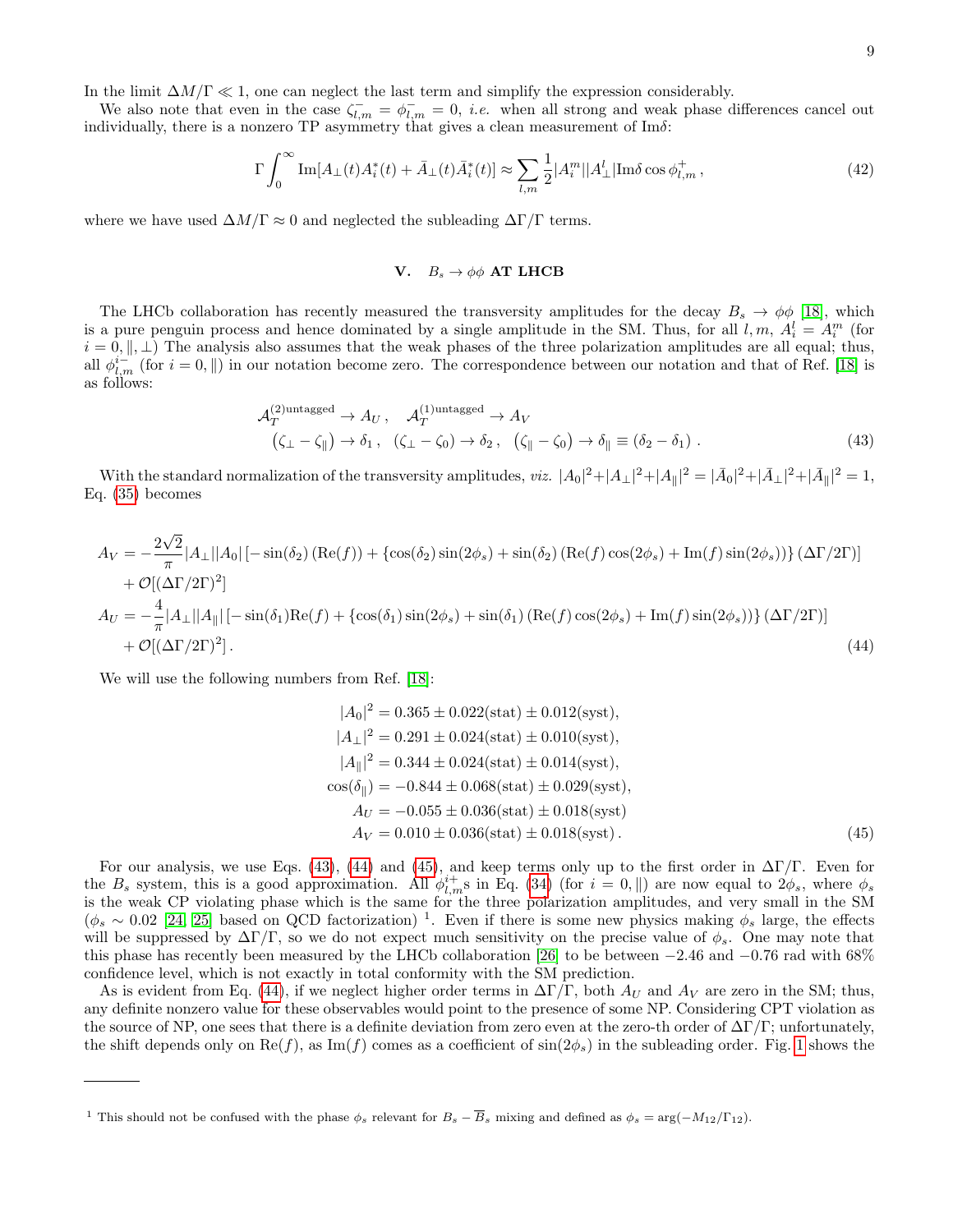In the limit $\Delta M/\Gamma \ll 1$, one can neglect the last term and simplify the expression considerably.

We also note that even in the case $\zeta^-_{l,m} = \phi^-_{l,m} = 0$, *i.e.* when all strong and weak phase differences cancel out individually, there is a nonzero TP asymmetry that gives a clean measurement of Im$\delta$:

$$\Gamma \int_0^\infty \mathrm{Im}[A_\perp(t) A_i^*(t) + \bar{A}_\perp(t) \bar{A}_i^*(t)] \approx \sum_{l,m} \frac{1}{2} |A_i^m||A_\perp^l| \mathrm{Im}\delta \cos\phi^+_{l,m} \,, \tag{42}$$

where we have used $\Delta M/\Gamma \approx 0$ and neglected the subleading $\Delta\Gamma/\Gamma$ terms.

## V. $B_s \to \phi\phi$ AT LHCB

The LHCb collaboration has recently measured the transversity amplitudes for the decay $B_s \to \phi\phi$ [18], which is a pure penguin process and hence dominated by a single amplitude in the SM. Thus, for all $l, m$, $A_i^l = A_i^m$ (for $i = 0, \|, \perp$) The analysis also assumes that the weak phases of the three polarization amplitudes are all equal; thus, all $\phi^{i-}_{l,m}$ (for $i = 0, \|$) in our notation become zero. The correspondence between our notation and that of Ref. [18] is as follows:

$$\begin{aligned}
&\mathcal{A}_T^{(2)\mathrm{untagged}} \to A_U \,, \quad \mathcal{A}_T^{(1)\mathrm{untagged}} \to A_V \\
&\left(\zeta_\perp - \zeta_\|\right) \to \delta_1 \,, \quad \left(\zeta_\perp - \zeta_0\right) \to \delta_2 \,, \quad \left(\zeta_\| - \zeta_0\right) \to \delta_\| \equiv (\delta_2 - \delta_1) \,.
\end{aligned} \tag{43}$$

With the standard normalization of the transversity amplitudes, *viz.* $|A_0|^2 + |A_\perp|^2 + |A_\||^2 = |\bar{A}_0|^2 + |\bar{A}_\perp|^2 + |\bar{A}_\||^2 = 1$, Eq. (35) becomes

$$\begin{aligned}
A_V = & -\frac{2\sqrt{2}}{\pi} |A_\perp||A_0| \left[ -\sin(\delta_2)\left(\mathrm{Re}(f)\right) + \left\{ \cos(\delta_2)\sin(2\phi_s) + \sin(\delta_2)\left(\mathrm{Re}(f)\cos(2\phi_s) + \mathrm{Im}(f)\sin(2\phi_s)\right)\right\} (\Delta\Gamma/2\Gamma) \right] \\
& + \mathcal{O}[(\Delta\Gamma/2\Gamma)^2] \\
A_U = & -\frac{4}{\pi} |A_\perp||A_\|| \left[ -\sin(\delta_1)\mathrm{Re}(f) + \left\{ \cos(\delta_1)\sin(2\phi_s) + \sin(\delta_1)\left(\mathrm{Re}(f)\cos(2\phi_s) + \mathrm{Im}(f)\sin(2\phi_s)\right)\right\} (\Delta\Gamma/2\Gamma) \right] \\
& + \mathcal{O}[(\Delta\Gamma/2\Gamma)^2] \,.
\end{aligned} \tag{44}$$

We will use the following numbers from Ref. [18]:

$$\begin{aligned}
|A_0|^2 &= 0.365 \pm 0.022(\mathrm{stat}) \pm 0.012(\mathrm{syst}), \\
|A_\perp|^2 &= 0.291 \pm 0.024(\mathrm{stat}) \pm 0.010(\mathrm{syst}), \\
|A_\||^2 &= 0.344 \pm 0.024(\mathrm{stat}) \pm 0.014(\mathrm{syst}), \\
\cos(\delta_\|) &= -0.844 \pm 0.068(\mathrm{stat}) \pm 0.029(\mathrm{syst}), \\
A_U &= -0.055 \pm 0.036(\mathrm{stat}) \pm 0.018(\mathrm{syst}) \\
A_V &= 0.010 \pm 0.036(\mathrm{stat}) \pm 0.018(\mathrm{syst}) \,.
\end{aligned} \tag{45}$$

For our analysis, we use Eqs. (43), (44) and (45), and keep terms only up to the first order in $\Delta\Gamma/\Gamma$. Even for the $B_s$ system, this is a good approximation. All $\phi^{i+}_{l,m}$s in Eq. (34) (for $i = 0, \|$) are now equal to $2\phi_s$, where $\phi_s$ is the weak CP violating phase which is the same for the three polarization amplitudes, and very small in the SM ($\phi_s \sim 0.02$ [24, 25] based on QCD factorization) [1]. Even if there is some new physics making $\phi_s$ large, the effects will be suppressed by $\Delta\Gamma/\Gamma$, so we do not expect much sensitivity on the precise value of $\phi_s$. One may note that this phase has recently been measured by the LHCb collaboration [26] to be between $-2.46$ and $-0.76$ rad with 68% confidence level, which is not exactly in total conformity with the SM prediction.

As is evident from Eq. (44), if we neglect higher order terms in $\Delta\Gamma/\Gamma$, both $A_U$ and $A_V$ are zero in the SM; thus, any definite nonzero value for these observables would point to the presence of some NP. Considering CPT violation as the source of NP, one sees that there is a definite deviation from zero even at the zero-th order of $\Delta\Gamma/\Gamma$; unfortunately, the shift depends only on Re$(f)$, as Im$(f)$ comes as a coefficient of $\sin(2\phi_s)$ in the subleading order. Fig. 1 shows the

---

[1] This should not be confused with the phase $\phi_s$ relevant for $B_s - \overline{B}_s$ mixing and defined as $\phi_s = \arg(-M_{12}/\Gamma_{12})$.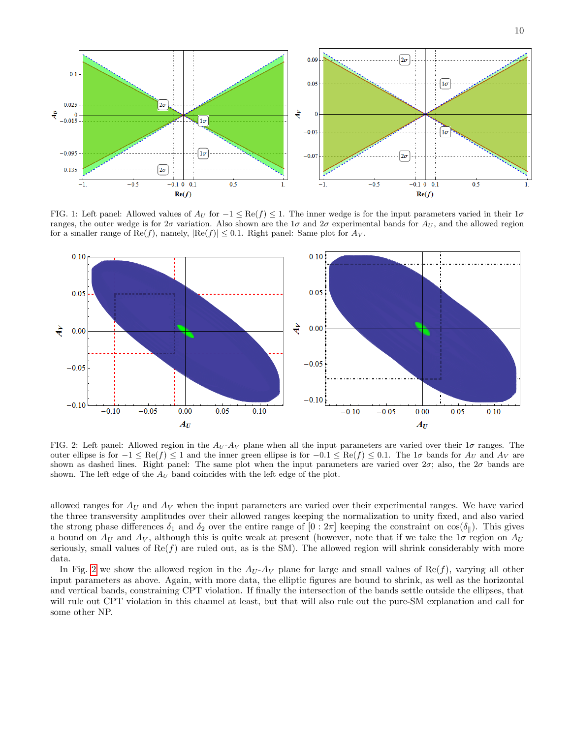FIG. 1: Left panel: Allowed values of $A_U$ for $-1 \le \mathrm{Re}(f) \le 1$. The inner wedge is for the input parameters varied in their $1\sigma$ ranges, the outer wedge is for $2\sigma$ variation. Also shown are the $1\sigma$ and $2\sigma$ experimental bands for $A_U$, and the allowed region for a smaller range of $\mathrm{Re}(f)$, namely, $|\mathrm{Re}(f)| \le 0.1$. Right panel: Same plot for $A_V$.

FIG. 2: Left panel: Allowed region in the $A_U$-$A_V$ plane when all the input parameters are varied over their $1\sigma$ ranges. The outer ellipse is for $-1 \le \mathrm{Re}(f) \le 1$ and the inner green ellipse is for $-0.1 \le \mathrm{Re}(f) \le 0.1$. The $1\sigma$ bands for $A_U$ and $A_V$ are shown as dashed lines. Right panel: The same plot when the input parameters are varied over $2\sigma$; also, the $2\sigma$ bands are shown. The left edge of the $A_U$ band coincides with the left edge of the plot.

allowed ranges for $A_U$ and $A_V$ when the input parameters are varied over their experimental ranges. We have varied the three transversity amplitudes over their allowed ranges keeping the normalization to unity fixed, and also varied the strong phase differences $\delta_1$ and $\delta_2$ over the entire range of $[0 : 2\pi]$ keeping the constraint on $\cos(\delta_\parallel)$. This gives a bound on $A_U$ and $A_V$, although this is quite weak at present (however, note that if we take the $1\sigma$ region on $A_U$ seriously, small values of $\mathrm{Re}(f)$ are ruled out, as is the SM). The allowed region will shrink considerably with more data.

In Fig. 2 we show the allowed region in the $A_U$-$A_V$ plane for large and small values of $\mathrm{Re}(f)$, varying all other input parameters as above. Again, with more data, the elliptic figures are bound to shrink, as well as the horizontal and vertical bands, constraining CPT violation. If finally the intersection of the bands settle outside the ellipses, that will rule out CPT violation in this channel at least, but that will also rule out the pure-SM explanation and call for some other NP.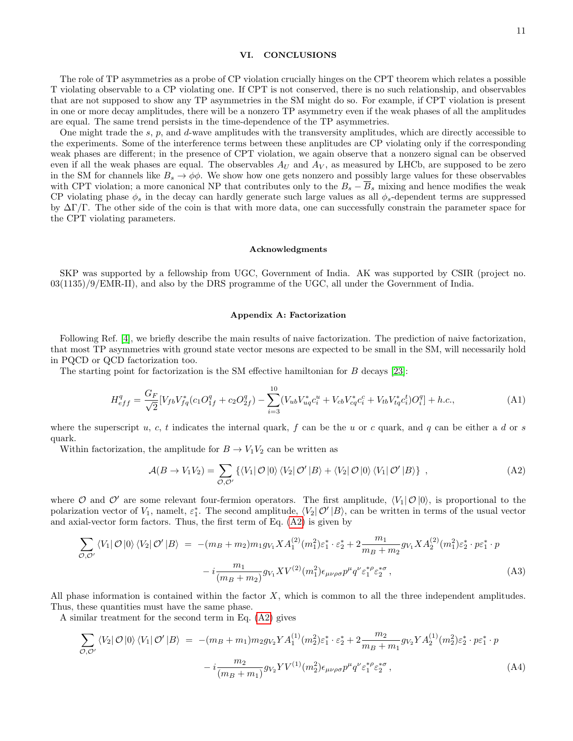## VI. CONCLUSIONS

The role of TP asymmetries as a probe of CP violation crucially hinges on the CPT theorem which relates a possible T violating observable to a CP violating one. If CPT is not conserved, there is no such relationship, and observables that are not supposed to show any TP asymmetries in the SM might do so. For example, if CPT violation is present in one or more decay amplitudes, there will be a nonzero TP asymmetry even if the weak phases of all the amplitudes are equal. The same trend persists in the time-dependence of the TP asymmetries.

One might trade the $s$, $p$, and $d$-wave amplitudes with the transversity amplitudes, which are directly accessible to the experiments. Some of the interference terms between these anplitudes are CP violating only if the corresponding weak phases are different; in the presence of CPT violation, we again observe that a nonzero signal can be observed even if all the weak phases are equal. The observables $A_U$ and $A_V$, as measured by LHCb, are supposed to be zero in the SM for channels like $B_s \to \phi\phi$. We show how one gets nonzero and possibly large values for these observables with CPT violation; a more canonical NP that contributes only to the $B_s - \overline{B}_s$ mixing and hence modifies the weak CP violating phase $\phi_s$ in the decay can hardly generate such large values as all $\phi_s$-dependent terms are suppressed by $\Delta\Gamma/\Gamma$. The other side of the coin is that with more data, one can successfully constrain the parameter space for the CPT violating parameters.

### Acknowledgments

SKP was supported by a fellowship from UGC, Government of India. AK was supported by CSIR (project no. 03(1135)/9/EMR-II), and also by the DRS programme of the UGC, all under the Government of India.

### Appendix A: Factorization

Following Ref. [4], we briefly describe the main results of naive factorization. The prediction of naive factorization, that most TP asymmetries with ground state vector mesons are expected to be small in the SM, will necessarily hold in PQCD or QCD factorization too.

The starting point for factorization is the SM effective hamiltonian for $B$ decays [23]:

$$H^q_{eff} = \frac{G_F}{\sqrt{2}}[V_{fb}V^*_{fq}(c_1 O^q_{1f} + c_2 O^q_{2f}) - \sum_{i=3}^{10}(V_{ub}V^*_{uq}c^u_i + V_{cb}V^*_{cq}c^c_i + V_{tb}V^*_{tq}c^t_i)O^q_i] + h.c., \tag{A1}$$

where the superscript $u$, $c$, $t$ indicates the internal quark, $f$ can be the $u$ or $c$ quark, and $q$ can be either a $d$ or $s$ quark.

Within factorization, the amplitude for $B \to V_1 V_2$ can be written as

$$\mathcal{A}(B \to V_1 V_2) = \sum_{\mathcal{O},\mathcal{O}'} \left\{ \langle V_1 | \, \mathcal{O} \, | 0 \rangle \, \langle V_2 | \, \mathcal{O}' \, | B \rangle + \langle V_2 | \, \mathcal{O} \, | 0 \rangle \, \langle V_1 | \, \mathcal{O}' \, | B \rangle \right\} \,, \tag{A2}$$

where $\mathcal{O}$ and $\mathcal{O}'$ are some relevant four-fermion operators. The first amplitude, $\langle V_1 | \, \mathcal{O} \, | 0 \rangle$, is proportional to the polarization vector of $V_1$, namelt, $\varepsilon^*_1$. The second amplitude, $\langle V_2 | \, \mathcal{O}' \, | B \rangle$, can be written in terms of the usual vector and axial-vector form factors. Thus, the first term of Eq. (A2) is given by

$$\begin{aligned}
\sum_{\mathcal{O},\mathcal{O}'} \langle V_1 | \, \mathcal{O} \, | 0 \rangle \, \langle V_2 | \, \mathcal{O}' \, | B \rangle \; &= \; -(m_B + m_2) m_1 g_{V_1} X A^{(2)}_1(m_1^2) \varepsilon^*_1 \cdot \varepsilon^*_2 + 2\frac{m_1}{m_B + m_2} g_{V_1} X A^{(2)}_2(m_1^2) \varepsilon^*_2 \cdot p \varepsilon^*_1 \cdot p \\
&\quad - i \frac{m_1}{(m_B + m_2)} g_{V_1} X V^{(2)}(m_1^2) \epsilon_{\mu\nu\rho\sigma} p^\mu q^\nu \varepsilon^{*\rho}_1 \varepsilon^{*\sigma}_2 \,,
\end{aligned} \tag{A3}$$

All phase information is contained within the factor $X$, which is common to all the three independent amplitudes. Thus, these quantities must have the same phase.

A similar treatment for the second term in Eq. (A2) gives

$$\begin{aligned}
\sum_{\mathcal{O},\mathcal{O}'} \langle V_2 | \, \mathcal{O} \, | 0 \rangle \, \langle V_1 | \, \mathcal{O}' \, | B \rangle \; &= \; -(m_B + m_1) m_2 g_{V_2} Y A^{(1)}_1(m_2^2) \varepsilon^*_1 \cdot \varepsilon^*_2 + 2\frac{m_2}{m_B + m_1} g_{V_2} Y A^{(1)}_2(m_2^2) \varepsilon^*_2 \cdot p \varepsilon^*_1 \cdot p \\
&\quad - i \frac{m_2}{(m_B + m_1)} g_{V_2} Y V^{(1)}(m_2^2) \epsilon_{\mu\nu\rho\sigma} p^\mu q^\nu \varepsilon^{*\rho}_1 \varepsilon^{*\sigma}_2 \,,
\end{aligned} \tag{A4}$$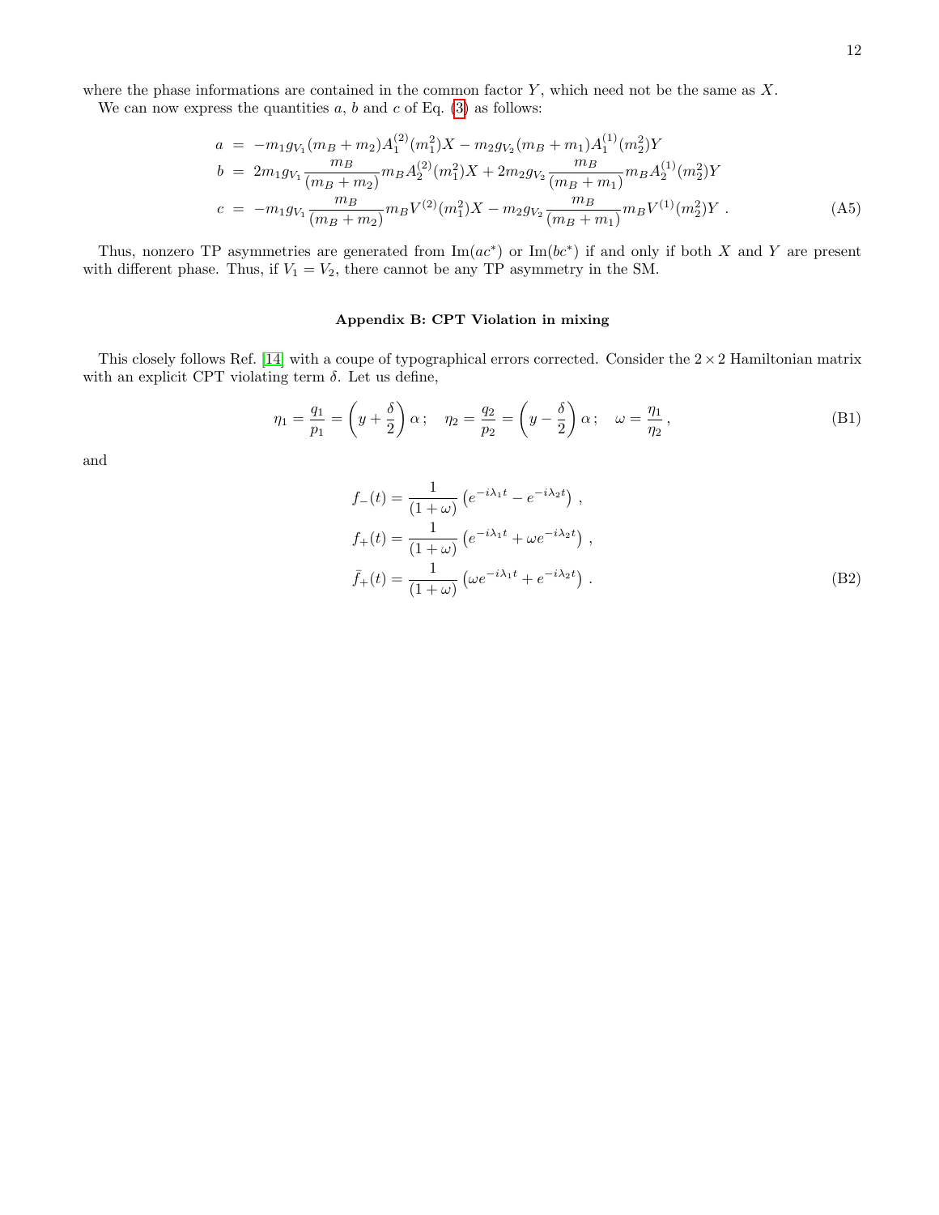where the phase informations are contained in the common factor $Y$, which need not be the same as $X$.

We can now express the quantities $a$, $b$ and $c$ of Eq. (3) as follows:

$$
\begin{aligned}
a &= -m_1 g_{V_1}(m_B+m_2)A_1^{(2)}(m_1^2)X - m_2 g_{V_2}(m_B+m_1)A_1^{(1)}(m_2^2)Y \\
b &= 2m_1 g_{V_1}\frac{m_B}{(m_B+m_2)}m_B A_2^{(2)}(m_1^2)X + 2m_2 g_{V_2}\frac{m_B}{(m_B+m_1)}m_B A_2^{(1)}(m_2^2)Y \\
c &= -m_1 g_{V_1}\frac{m_B}{(m_B+m_2)}m_B V^{(2)}(m_1^2)X - m_2 g_{V_2}\frac{m_B}{(m_B+m_1)}m_B V^{(1)}(m_2^2)Y \,. 
\end{aligned}
\tag{A5}
$$

Thus, nonzero TP asymmetries are generated from $\mathrm{Im}(ac^*)$ or $\mathrm{Im}(bc^*)$ if and only if both $X$ and $Y$ are present with different phase. Thus, if $V_1 = V_2$, there cannot be any TP asymmetry in the SM.

## Appendix B: CPT Violation in mixing

This closely follows Ref. [14] with a coupe of typographical errors corrected. Consider the $2\times 2$ Hamiltonian matrix with an explicit CPT violating term $\delta$. Let us define,

$$
\eta_1 = \frac{q_1}{p_1} = \left(y + \frac{\delta}{2}\right)\alpha\,; \quad \eta_2 = \frac{q_2}{p_2} = \left(y - \frac{\delta}{2}\right)\alpha\,; \quad \omega = \frac{\eta_1}{\eta_2}\,,
\tag{B1}
$$

and

$$
\begin{aligned}
f_-(t) &= \frac{1}{(1+\omega)}\left(e^{-i\lambda_1 t} - e^{-i\lambda_2 t}\right)\,, \\
f_+(t) &= \frac{1}{(1+\omega)}\left(e^{-i\lambda_1 t} + \omega e^{-i\lambda_2 t}\right)\,, \\
\bar{f}_+(t) &= \frac{1}{(1+\omega)}\left(\omega e^{-i\lambda_1 t} + e^{-i\lambda_2 t}\right)\,.
\end{aligned}
\tag{B2}
$$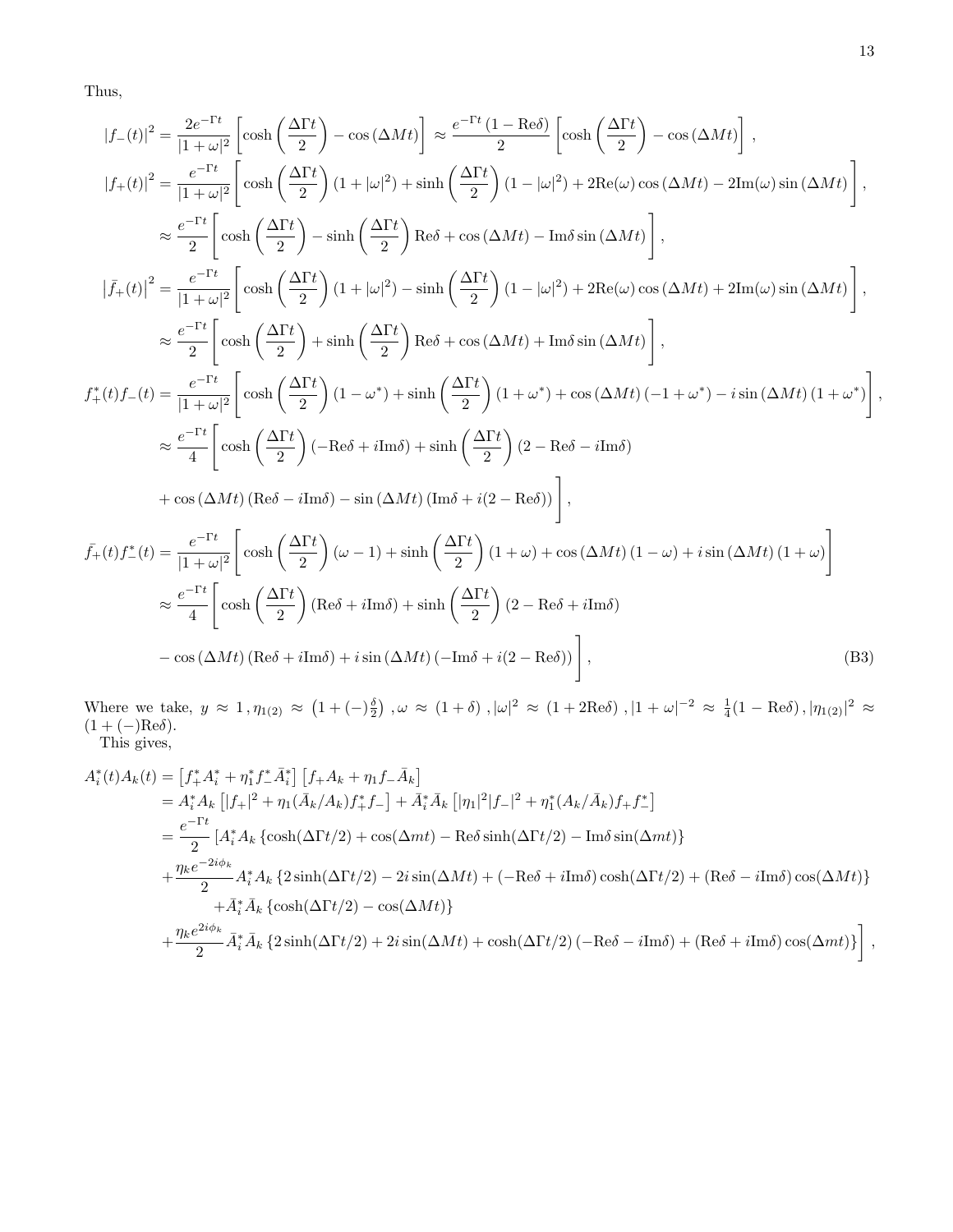Thus,

$$
\begin{aligned}
|f_-(t)|^2 &= \frac{2e^{-\Gamma t}}{|1+\omega|^2}\left[\cosh\left(\frac{\Delta\Gamma t}{2}\right) - \cos(\Delta M t)\right] \approx \frac{e^{-\Gamma t}\left(1-\mathrm{Re}\delta\right)}{2}\left[\cosh\left(\frac{\Delta\Gamma t}{2}\right) - \cos(\Delta M t)\right], \\
|f_+(t)|^2 &= \frac{e^{-\Gamma t}}{|1+\omega|^2}\left[\cosh\left(\frac{\Delta\Gamma t}{2}\right)(1+|\omega|^2) + \sinh\left(\frac{\Delta\Gamma t}{2}\right)(1-|\omega|^2) + 2\mathrm{Re}(\omega)\cos(\Delta M t) - 2\mathrm{Im}(\omega)\sin(\Delta M t)\right], \\
&\approx \frac{e^{-\Gamma t}}{2}\left[\cosh\left(\frac{\Delta\Gamma t}{2}\right) - \sinh\left(\frac{\Delta\Gamma t}{2}\right)\mathrm{Re}\delta + \cos(\Delta M t) - \mathrm{Im}\delta\sin(\Delta M t)\right], \\
\left|\bar{f}_+(t)\right|^2 &= \frac{e^{-\Gamma t}}{|1+\omega|^2}\left[\cosh\left(\frac{\Delta\Gamma t}{2}\right)(1+|\omega|^2) - \sinh\left(\frac{\Delta\Gamma t}{2}\right)(1-|\omega|^2) + 2\mathrm{Re}(\omega)\cos(\Delta M t) + 2\mathrm{Im}(\omega)\sin(\Delta M t)\right], \\
&\approx \frac{e^{-\Gamma t}}{2}\left[\cosh\left(\frac{\Delta\Gamma t}{2}\right) + \sinh\left(\frac{\Delta\Gamma t}{2}\right)\mathrm{Re}\delta + \cos(\Delta M t) + \mathrm{Im}\delta\sin(\Delta M t)\right], \\
f_+^*(t)f_-(t) &= \frac{e^{-\Gamma t}}{|1+\omega|^2}\left[\cosh\left(\frac{\Delta\Gamma t}{2}\right)(1-\omega^*) + \sinh\left(\frac{\Delta\Gamma t}{2}\right)(1+\omega^*) + \cos(\Delta M t)(-1+\omega^*) - i\sin(\Delta M t)(1+\omega^*)\right], \\
&\approx \frac{e^{-\Gamma t}}{4}\left[\cosh\left(\frac{\Delta\Gamma t}{2}\right)(-\mathrm{Re}\delta + i\mathrm{Im}\delta) + \sinh\left(\frac{\Delta\Gamma t}{2}\right)(2-\mathrm{Re}\delta - i\mathrm{Im}\delta)\right. \\
&\quad \left. + \cos(\Delta M t)(\mathrm{Re}\delta - i\mathrm{Im}\delta) - \sin(\Delta M t)(\mathrm{Im}\delta + i(2-\mathrm{Re}\delta))\right], \\
\bar{f}_+(t)f_-^*(t) &= \frac{e^{-\Gamma t}}{|1+\omega|^2}\left[\cosh\left(\frac{\Delta\Gamma t}{2}\right)(\omega-1) + \sinh\left(\frac{\Delta\Gamma t}{2}\right)(1+\omega) + \cos(\Delta M t)(1-\omega) + i\sin(\Delta M t)(1+\omega)\right] \\
&\approx \frac{e^{-\Gamma t}}{4}\left[\cosh\left(\frac{\Delta\Gamma t}{2}\right)(\mathrm{Re}\delta + i\mathrm{Im}\delta) + \sinh\left(\frac{\Delta\Gamma t}{2}\right)(2-\mathrm{Re}\delta + i\mathrm{Im}\delta)\right. \\
&\quad \left. - \cos(\Delta M t)(\mathrm{Re}\delta + i\mathrm{Im}\delta) + i\sin(\Delta M t)(-\mathrm{Im}\delta + i(2-\mathrm{Re}\delta))\right],
\end{aligned}
\tag{B3}
$$

Where we take, $y \approx 1\,, \eta_{1(2)} \approx \left(1+(-)\frac{\delta}{2}\right)\,, \omega \approx (1+\delta)\,, |\omega|^2 \approx (1+2\mathrm{Re}\delta)\,, |1+\omega|^{-2} \approx \frac{1}{4}(1-\mathrm{Re}\delta)\,, |\eta_{1(2)}|^2 \approx (1+(-)\mathrm{Re}\delta)$.

This gives,

$$
\begin{aligned}
A_i^*(t)A_k(t) &= \left[f_+^*A_i^* + \eta_1^* f_-^*\bar{A}_i^*\right]\left[f_+A_k + \eta_1 f_-\bar{A}_k\right] \\
&= A_i^*A_k\left[|f_+|^2 + \eta_1(\bar{A}_k/A_k)f_+^*f_-\right] + \bar{A}_i^*\bar{A}_k\left[|\eta_1|^2|f_-|^2 + \eta_1^*(A_k/\bar{A}_k)f_+f_-^*\right] \\
&= \frac{e^{-\Gamma t}}{2}\left[A_i^*A_k\left\{\cosh(\Delta\Gamma t/2) + \cos(\Delta m t) - \mathrm{Re}\delta\sinh(\Delta\Gamma t/2) - \mathrm{Im}\delta\sin(\Delta m t)\right\}\right. \\
&\quad + \frac{\eta_k e^{-2i\phi_k}}{2}A_i^*A_k\left\{2\sinh(\Delta\Gamma t/2) - 2i\sin(\Delta M t) + (-\mathrm{Re}\delta + i\mathrm{Im}\delta)\cosh(\Delta\Gamma t/2) + (\mathrm{Re}\delta - i\mathrm{Im}\delta)\cos(\Delta M t)\right\} \\
&\quad + \bar{A}_i^*\bar{A}_k\left\{\cosh(\Delta\Gamma t/2) - \cos(\Delta M t)\right\} \\
&\quad \left. + \frac{\eta_k e^{2i\phi_k}}{2}\bar{A}_i^*\bar{A}_k\left\{2\sinh(\Delta\Gamma t/2) + 2i\sin(\Delta M t) + \cosh(\Delta\Gamma t/2)(-\mathrm{Re}\delta - i\mathrm{Im}\delta) + (\mathrm{Re}\delta + i\mathrm{Im}\delta)\cos(\Delta m t)\right\}\right],
\end{aligned}
$$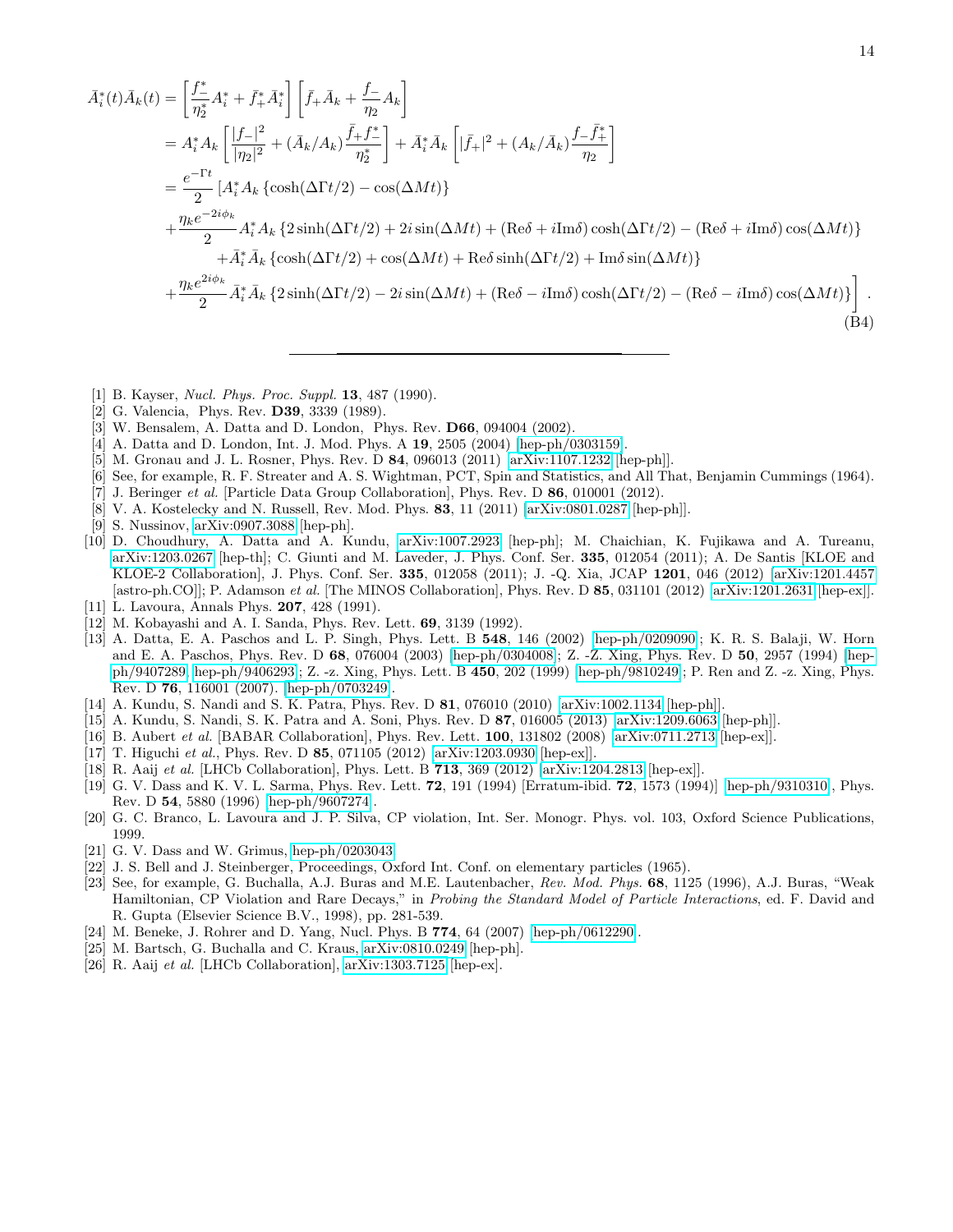$$
\begin{aligned}
\bar{A}_i^*(t)\bar{A}_k(t) &= \left[\frac{f_-^*}{\eta_2^*}A_i^* + \bar{f}_+^*\bar{A}_i^*\right]\left[\bar{f}_+\bar{A}_k + \frac{f_-}{\eta_2}A_k\right] \\
&= A_i^*A_k\left[\frac{|f_-|^2}{|\eta_2|^2} + (\bar{A}_k/A_k)\frac{\bar{f}_+f_-^*}{\eta_2^*}\right] + \bar{A}_i^*\bar{A}_k\left[|\bar{f}_+|^2 + (A_k/\bar{A}_k)\frac{f_-\bar{f}_+^*}{\eta_2}\right] \\
&= \frac{e^{-\Gamma t}}{2}\Big[A_i^*A_k\left\{\cosh(\Delta\Gamma t/2) - \cos(\Delta M t)\right\} \\
&+ \frac{\eta_k e^{-2i\phi_k}}{2}A_i^*A_k\left\{2\sinh(\Delta\Gamma t/2) + 2i\sin(\Delta M t) + (\mathrm{Re}\delta + i\mathrm{Im}\delta)\cosh(\Delta\Gamma t/2) - (\mathrm{Re}\delta + i\mathrm{Im}\delta)\cos(\Delta M t)\right\} \\
&\quad + \bar{A}_i^*\bar{A}_k\left\{\cosh(\Delta\Gamma t/2) + \cos(\Delta M t) + \mathrm{Re}\delta\sinh(\Delta\Gamma t/2) + \mathrm{Im}\delta\sin(\Delta M t)\right\} \\
&+ \frac{\eta_k e^{2i\phi_k}}{2}\bar{A}_i^*\bar{A}_k\left\{2\sinh(\Delta\Gamma t/2) - 2i\sin(\Delta M t) + (\mathrm{Re}\delta - i\mathrm{Im}\delta)\cosh(\Delta\Gamma t/2) - (\mathrm{Re}\delta - i\mathrm{Im}\delta)\cos(\Delta M t)\right\}\Big] .
\end{aligned}
\tag{B4}
$$

---

[1] B. Kayser, *Nucl. Phys. Proc. Suppl.* **13**, 487 (1990).

[2] G. Valencia, Phys. Rev. **D39**, 3339 (1989).

[3] W. Bensalem, A. Datta and D. London, Phys. Rev. **D66**, 094004 (2002).

[4] A. Datta and D. London, Int. J. Mod. Phys. A **19**, 2505 (2004) [hep-ph/0303159].

[5] M. Gronau and J. L. Rosner, Phys. Rev. D **84**, 096013 (2011) [arXiv:1107.1232 [hep-ph]].

[6] See, for example, R. F. Streater and A. S. Wightman, PCT, Spin and Statistics, and All That, Benjamin Cummings (1964).

[7] J. Beringer *et al.* [Particle Data Group Collaboration], Phys. Rev. D **86**, 010001 (2012).

[8] V. A. Kostelecky and N. Russell, Rev. Mod. Phys. **83**, 11 (2011) [arXiv:0801.0287 [hep-ph]].

[9] S. Nussinov, arXiv:0907.3088 [hep-ph].

[10] D. Choudhury, A. Datta and A. Kundu, arXiv:1007.2923 [hep-ph]; M. Chaichian, K. Fujikawa and A. Tureanu, arXiv:1203.0267 [hep-th]; C. Giunti and M. Laveder, J. Phys. Conf. Ser. **335**, 012054 (2011); A. De Santis [KLOE and KLOE-2 Collaboration], J. Phys. Conf. Ser. **335**, 012058 (2011); J. -Q. Xia, JCAP **1201**, 046 (2012) [arXiv:1201.4457 [astro-ph.CO]]; P. Adamson *et al.* [The MINOS Collaboration], Phys. Rev. D **85**, 031101 (2012) [arXiv:1201.2631 [hep-ex]].

[11] L. Lavoura, Annals Phys. **207**, 428 (1991).

[12] M. Kobayashi and A. I. Sanda, Phys. Rev. Lett. **69**, 3139 (1992).

[13] A. Datta, E. A. Paschos and L. P. Singh, Phys. Lett. B **548**, 146 (2002) [hep-ph/0209090]; K. R. S. Balaji, W. Horn and E. A. Paschos, Phys. Rev. D **68**, 076004 (2003) [hep-ph/0304008]; Z. -Z. Xing, Phys. Rev. D **50**, 2957 (1994) [hep-ph/9407289, hep-ph/9406293]; Z. -z. Xing, Phys. Lett. B **450**, 202 (1999) [hep-ph/9810249]; P. Ren and Z. -z. Xing, Phys. Rev. D **76**, 116001 (2007). [hep-ph/0703249].

[14] A. Kundu, S. Nandi and S. K. Patra, Phys. Rev. D **81**, 076010 (2010) [arXiv:1002.1134 [hep-ph]].

[15] A. Kundu, S. Nandi, S. K. Patra and A. Soni, Phys. Rev. D **87**, 016005 (2013) [arXiv:1209.6063 [hep-ph]].

[16] B. Aubert *et al.* [BABAR Collaboration], Phys. Rev. Lett. **100**, 131802 (2008) [arXiv:0711.2713 [hep-ex]].

[17] T. Higuchi *et al.*, Phys. Rev. D **85**, 071105 (2012) [arXiv:1203.0930 [hep-ex]].

[18] R. Aaij *et al.* [LHCb Collaboration], Phys. Lett. B **713**, 369 (2012) [arXiv:1204.2813 [hep-ex]].

[19] G. V. Dass and K. V. L. Sarma, Phys. Rev. Lett. **72**, 191 (1994) [Erratum-ibid. **72**, 1573 (1994)] [hep-ph/9310310], Phys. Rev. D **54**, 5880 (1996) [hep-ph/9607274].

[20] G. C. Branco, L. Lavoura and J. P. Silva, CP violation, Int. Ser. Monogr. Phys. vol. 103, Oxford Science Publications, 1999.

[21] G. V. Dass and W. Grimus, hep-ph/0203043.

[22] J. S. Bell and J. Steinberger, Proceedings, Oxford Int. Conf. on elementary particles (1965).

[23] See, for example, G. Buchalla, A.J. Buras and M.E. Lautenbacher, *Rev. Mod. Phys.* **68**, 1125 (1996), A.J. Buras, "Weak Hamiltonian, CP Violation and Rare Decays," in *Probing the Standard Model of Particle Interactions*, ed. F. David and R. Gupta (Elsevier Science B.V., 1998), pp. 281-539.

[24] M. Beneke, J. Rohrer and D. Yang, Nucl. Phys. B **774**, 64 (2007) [hep-ph/0612290].

[25] M. Bartsch, G. Buchalla and C. Kraus, arXiv:0810.0249 [hep-ph].

[26] R. Aaij *et al.* [LHCb Collaboration], arXiv:1303.7125 [hep-ex].